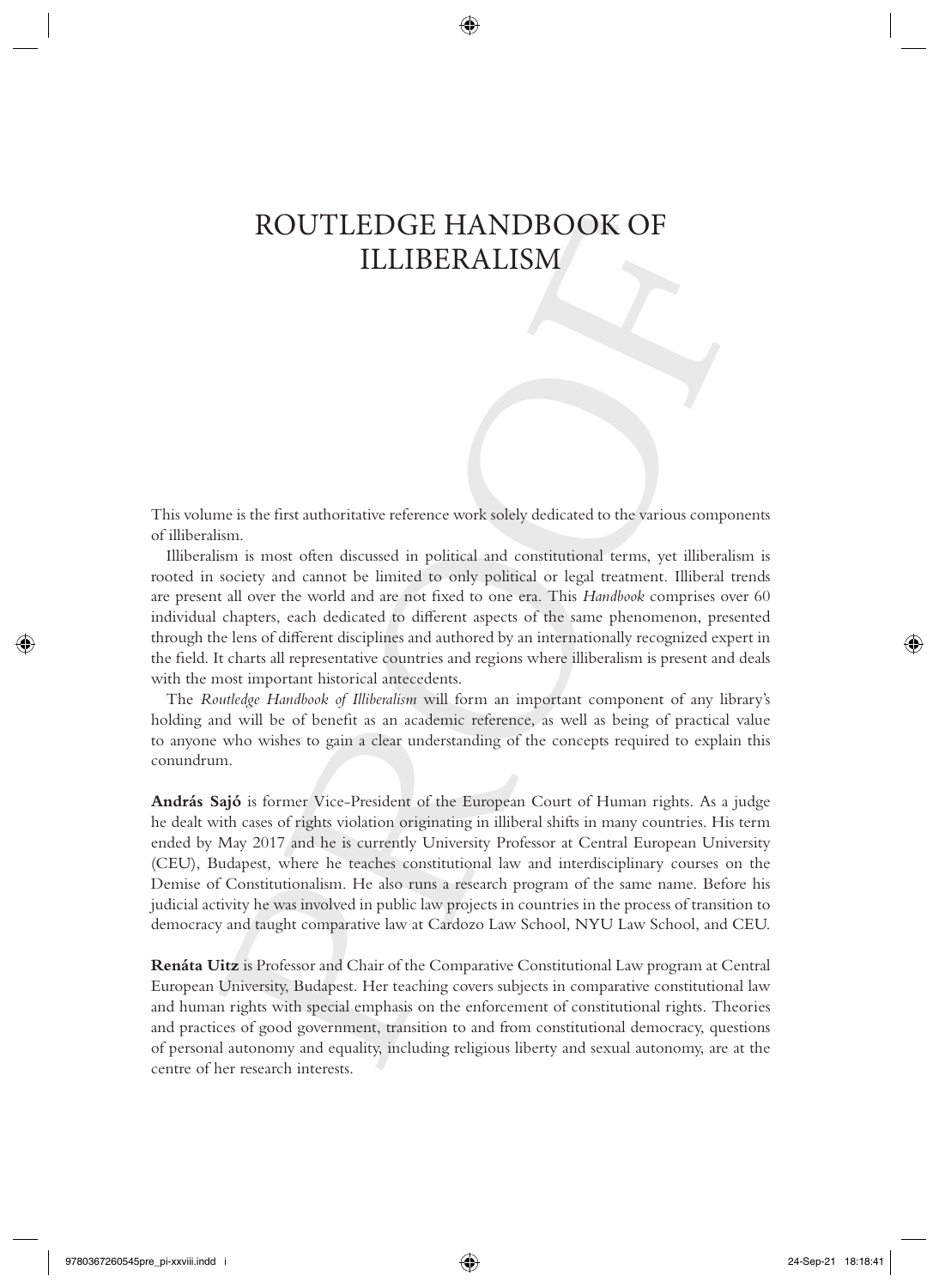# ROUTLEDGE HANDBOOK OF ILLIBERALISM

This volume is the first authoritative reference work solely dedicated to the various components of illiberalism.

Illiberalism is most often discussed in political and constitutional terms, yet illiberalism is rooted in society and cannot be limited to only political or legal treatment. Illiberal trends are present all over the world and are not fixed to one era. This *Handbook* comprises over 60 individual chapters, each dedicated to different aspects of the same phenomenon, presented through the lens of different disciplines and authored by an internationally recognized expert in the field. It charts all representative countries and regions where illiberalism is present and deals with the most important historical antecedents.

The *Routledge Handbook of Illiberalism* will form an important component of any library's holding and will be of benefit as an academic reference, as well as being of practical value to anyone who wishes to gain a clear understanding of the concepts required to explain this conundrum.

**András Sajó** is former Vice-President of the European Court of Human rights. As a judge he dealt with cases of rights violation originating in illiberal shifts in many countries. His term ended by May 2017 and he is currently University Professor at Central European University (CEU), Budapest, where he teaches constitutional law and interdisciplinary courses on the Demise of Constitutionalism. He also runs a research program of the same name. Before his judicial activity he was involved in public law projects in countries in the process of transition to democracy and taught comparative law at Cardozo Law School, NYU Law School, and CEU.

**Renáta Uitz** is Professor and Chair of the Comparative Constitutional Law program at Central European University, Budapest. Her teaching covers subjects in comparative constitutional law and human rights with special emphasis on the enforcement of constitutional rights. Theories and practices of good government, transition to and from constitutional democracy, questions of personal autonomy and equality, including religious liberty and sexual autonomy, are at the centre of her research interests.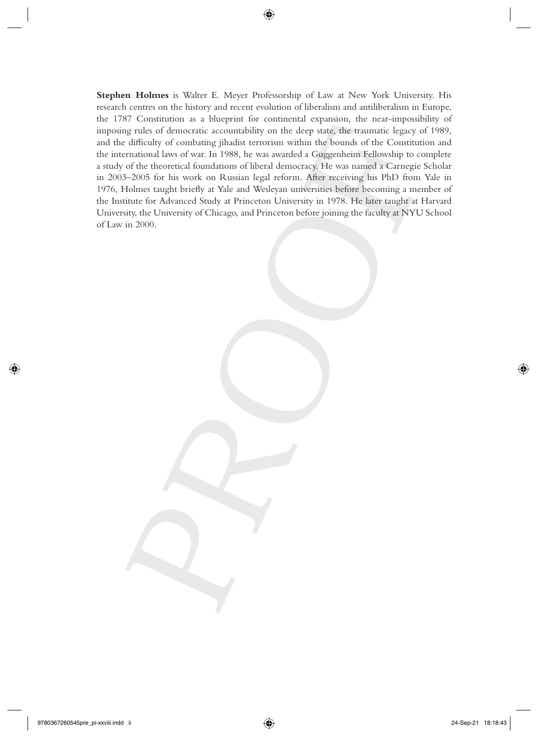**Stephen Holmes** is Walter E. Meyer Professorship of Law at New York University. His research centres on the history and recent evolution of liberalism and antiliberalism in Europe, the 1787 Constitution as a blueprint for continental expansion, the near-impossibility of imposing rules of democratic accountability on the deep state, the traumatic legacy of 1989, and the difficulty of combating jihadist terrorism within the bounds of the Constitution and the international laws of war. In 1988, he was awarded a Guggenheim Fellowship to complete a study of the theoretical foundations of liberal democracy. He was named a Carnegie Scholar in 2003–2005 for his work on Russian legal reform. After receiving his PhD from Yale in 1976, Holmes taught briefly at Yale and Wesleyan universities before becoming a member of the Institute for Advanced Study at Princeton University in 1978. He later taught at Harvard University, the University of Chicago, and Princeton before joining the faculty at NYU School of Law in 2000.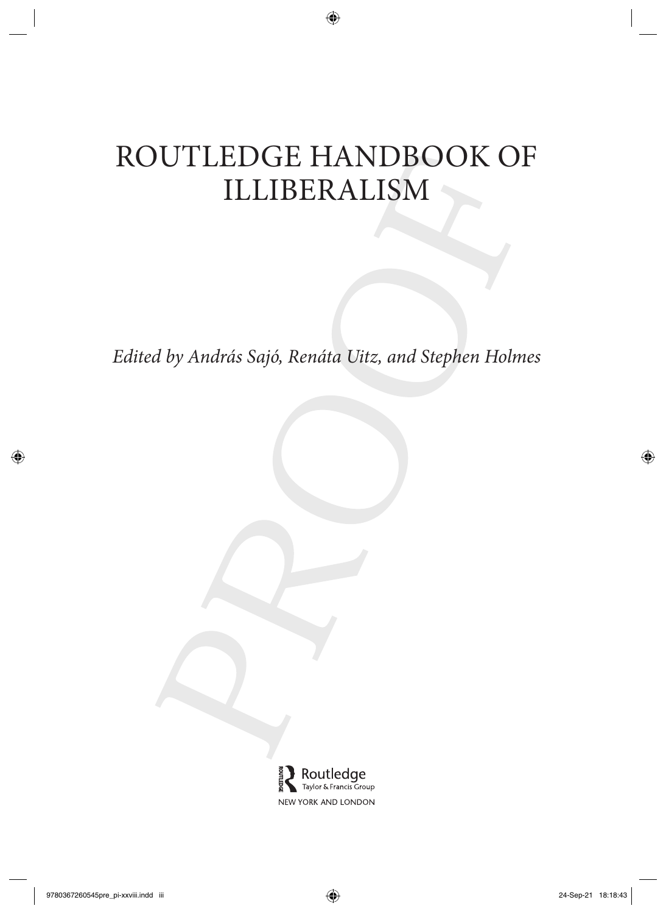# ROUTLEDGE HANDBOOK OF ILLIBERALISM

*Edited by András Sajó, Renáta Uitz, and Stephen Holmes*

Routledge
Taylor & Francis Group

NEW YORK AND LONDON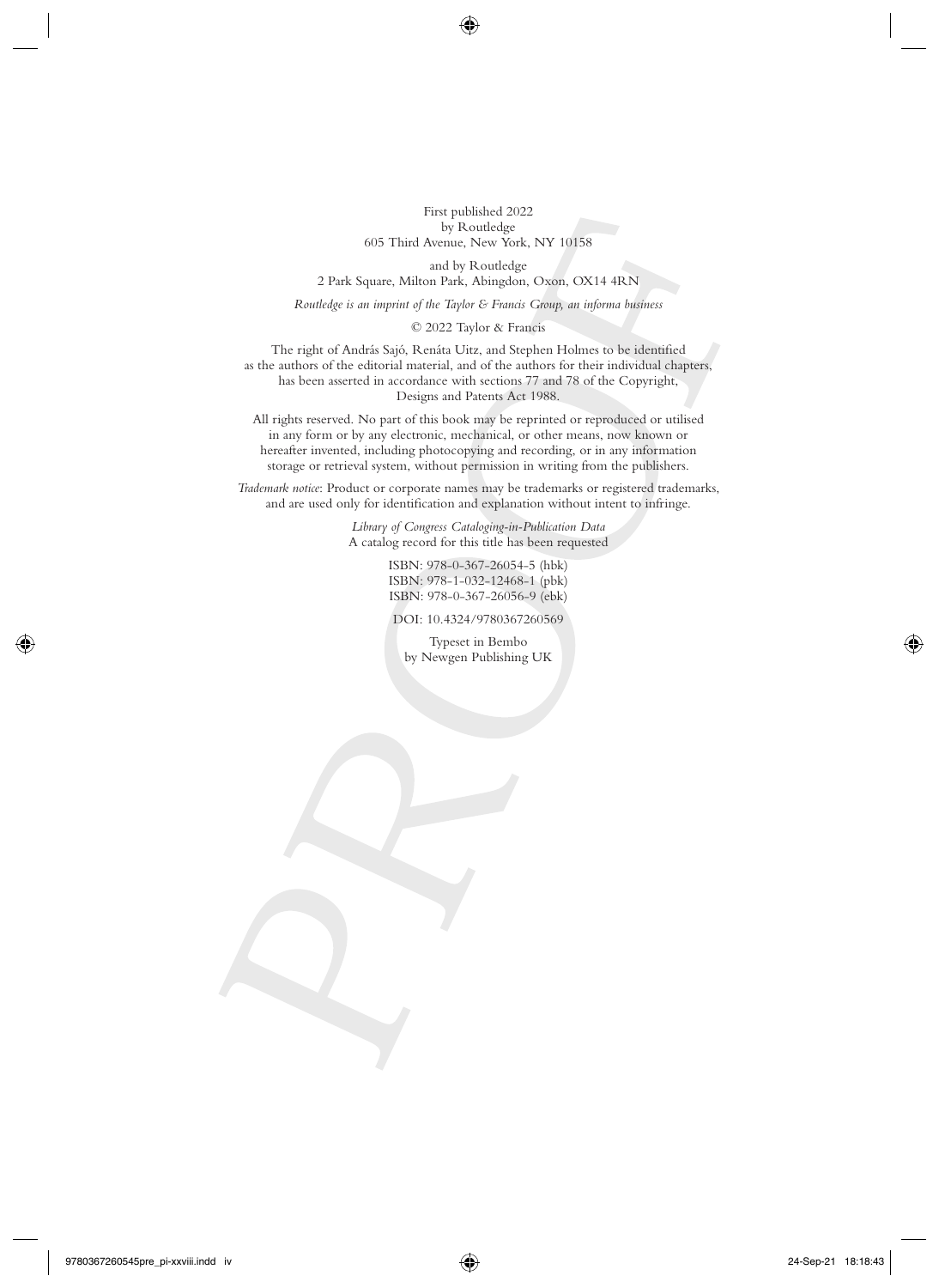First published 2022
by Routledge
605 Third Avenue, New York, NY 10158

and by Routledge
2 Park Square, Milton Park, Abingdon, Oxon, OX14 4RN

*Routledge is an imprint of the Taylor & Francis Group, an informa business*

© 2022 Taylor & Francis

The right of András Sajó, Renáta Uitz, and Stephen Holmes to be identified as the authors of the editorial material, and of the authors for their individual chapters, has been asserted in accordance with sections 77 and 78 of the Copyright, Designs and Patents Act 1988.

All rights reserved. No part of this book may be reprinted or reproduced or utilised in any form or by any electronic, mechanical, or other means, now known or hereafter invented, including photocopying and recording, or in any information storage or retrieval system, without permission in writing from the publishers.

*Trademark notice*: Product or corporate names may be trademarks or registered trademarks, and are used only for identification and explanation without intent to infringe.

*Library of Congress Cataloging-in-Publication Data*
A catalog record for this title has been requested

ISBN: 978-0-367-26054-5 (hbk)
ISBN: 978-1-032-12468-1 (pbk)
ISBN: 978-0-367-26056-9 (ebk)

DOI: 10.4324/9780367260569

Typeset in Bembo
by Newgen Publishing UK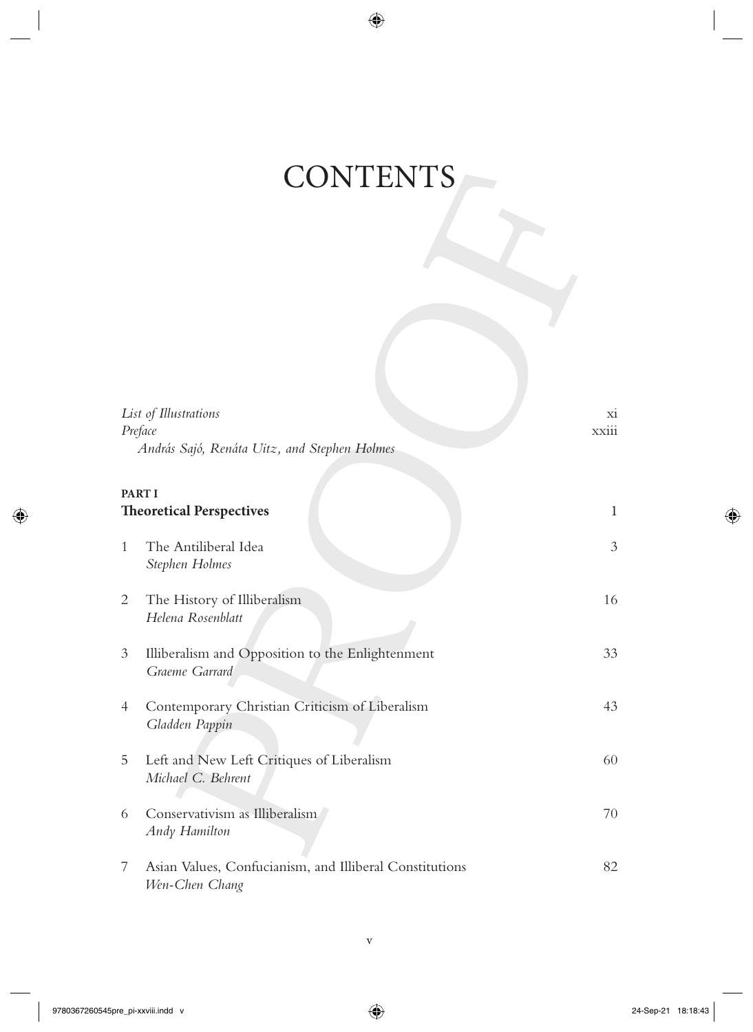# CONTENTS

*List of Illustrations* xi

*Preface* xxiii

*András Sajó, Renáta Uitz, and Stephen Holmes*

**PART I**

## Theoretical Perspectives 1

1 The Antiliberal Idea 3
*Stephen Holmes*

2 The History of Illiberalism 16
*Helena Rosenblatt*

3 Illiberalism and Opposition to the Enlightenment 33
*Graeme Garrard*

4 Contemporary Christian Criticism of Liberalism 43
*Gladden Pappin*

5 Left and New Left Critiques of Liberalism 60
*Michael C. Behrent*

6 Conservativism as Illiberalism 70
*Andy Hamilton*

7 Asian Values, Confucianism, and Illiberal Constitutions 82
*Wen-Chen Chang*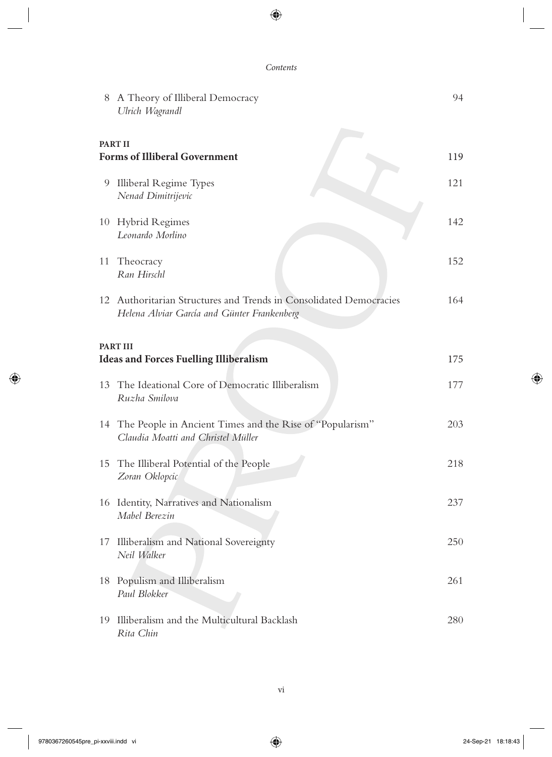8 A Theory of Illiberal Democracy 94
*Ulrich Wagrandl*

## PART II
## Forms of Illiberal Government 119

9 Illiberal Regime Types 121
*Nenad Dimitrijevic*

10 Hybrid Regimes 142
*Leonardo Morlino*

11 Theocracy 152
*Ran Hirschl*

12 Authoritarian Structures and Trends in Consolidated Democracies 164
*Helena Alviar García and Günter Frankenberg*

## PART III
## Ideas and Forces Fuelling Illiberalism 175

13 The Ideational Core of Democratic Illiberalism 177
*Ruzha Smilova*

14 The People in Ancient Times and the Rise of "Popularism" 203
*Claudia Moatti and Christel Müller*

15 The Illiberal Potential of the People 218
*Zoran Oklopcic*

16 Identity, Narratives and Nationalism 237
*Mabel Berezin*

17 Illiberalism and National Sovereignty 250
*Neil Walker*

18 Populism and Illiberalism 261
*Paul Blokker*

19 Illiberalism and the Multicultural Backlash 280
*Rita Chin*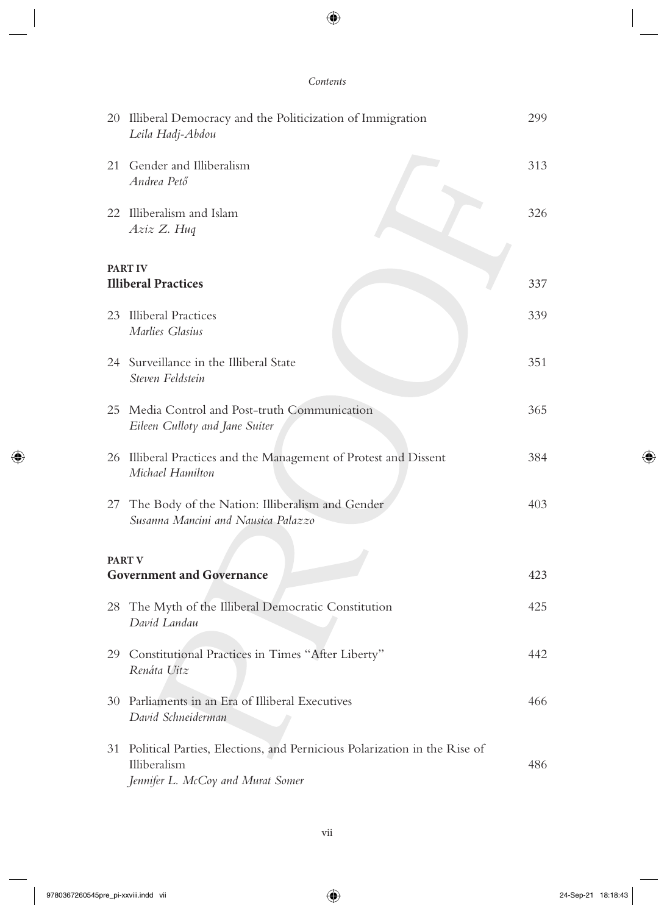| | | |
|---|---|---|
| 20 | Illiberal Democracy and the Politicization of Immigration<br>*Leila Hadj-Abdou* | 299 |
| 21 | Gender and Illiberalism<br>*Andrea Pető* | 313 |
| 22 | Illiberalism and Islam<br>*Aziz Z. Huq* | 326 |

**PART IV**
**Illiberal Practices** 337

| | | |
|---|---|---|
| 23 | Illiberal Practices<br>*Marlies Glasius* | 339 |
| 24 | Surveillance in the Illiberal State<br>*Steven Feldstein* | 351 |
| 25 | Media Control and Post-truth Communication<br>*Eileen Culloty and Jane Suiter* | 365 |
| 26 | Illiberal Practices and the Management of Protest and Dissent<br>*Michael Hamilton* | 384 |
| 27 | The Body of the Nation: Illiberalism and Gender<br>*Susanna Mancini and Nausica Palazzo* | 403 |

**PART V**
**Government and Governance** 423

| | | |
|---|---|---|
| 28 | The Myth of the Illiberal Democratic Constitution<br>*David Landau* | 425 |
| 29 | Constitutional Practices in Times "After Liberty"<br>*Renáta Uitz* | 442 |
| 30 | Parliaments in an Era of Illiberal Executives<br>*David Schneiderman* | 466 |
| 31 | Political Parties, Elections, and Pernicious Polarization in the Rise of Illiberalism<br>*Jennifer L. McCoy and Murat Somer* | 486 |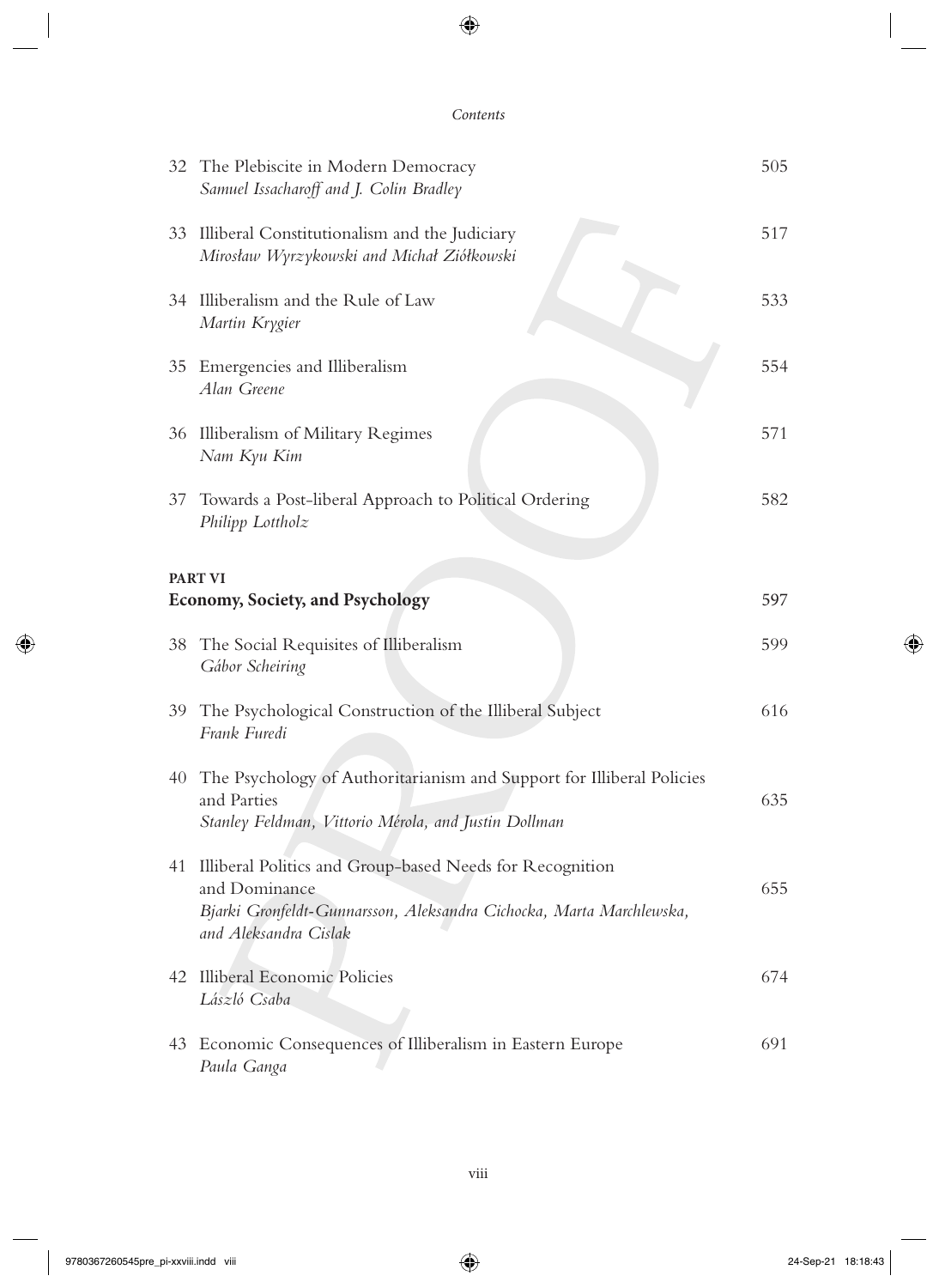32 The Plebiscite in Modern Democracy — 505
*Samuel Issacharoff and J. Colin Bradley*

33 Illiberal Constitutionalism and the Judiciary — 517
*Mirosław Wyrzykowski and Michał Ziółkowski*

34 Illiberalism and the Rule of Law — 533
*Martin Krygier*

35 Emergencies and Illiberalism — 554
*Alan Greene*

36 Illiberalism of Military Regimes — 571
*Nam Kyu Kim*

37 Towards a Post-liberal Approach to Political Ordering — 582
*Philipp Lottholz*

## PART VI
## Economy, Society, and Psychology — 597

38 The Social Requisites of Illiberalism — 599
*Gábor Scheiring*

39 The Psychological Construction of the Illiberal Subject — 616
*Frank Furedi*

40 The Psychology of Authoritarianism and Support for Illiberal Policies and Parties — 635
*Stanley Feldman, Vittorio Mérola, and Justin Dollman*

41 Illiberal Politics and Group-based Needs for Recognition and Dominance — 655
*Bjarki Gronfeldt-Gunnarsson, Aleksandra Cichocka, Marta Marchlewska, and Aleksandra Cislak*

42 Illiberal Economic Policies — 674
*László Csaba*

43 Economic Consequences of Illiberalism in Eastern Europe — 691
*Paula Ganga*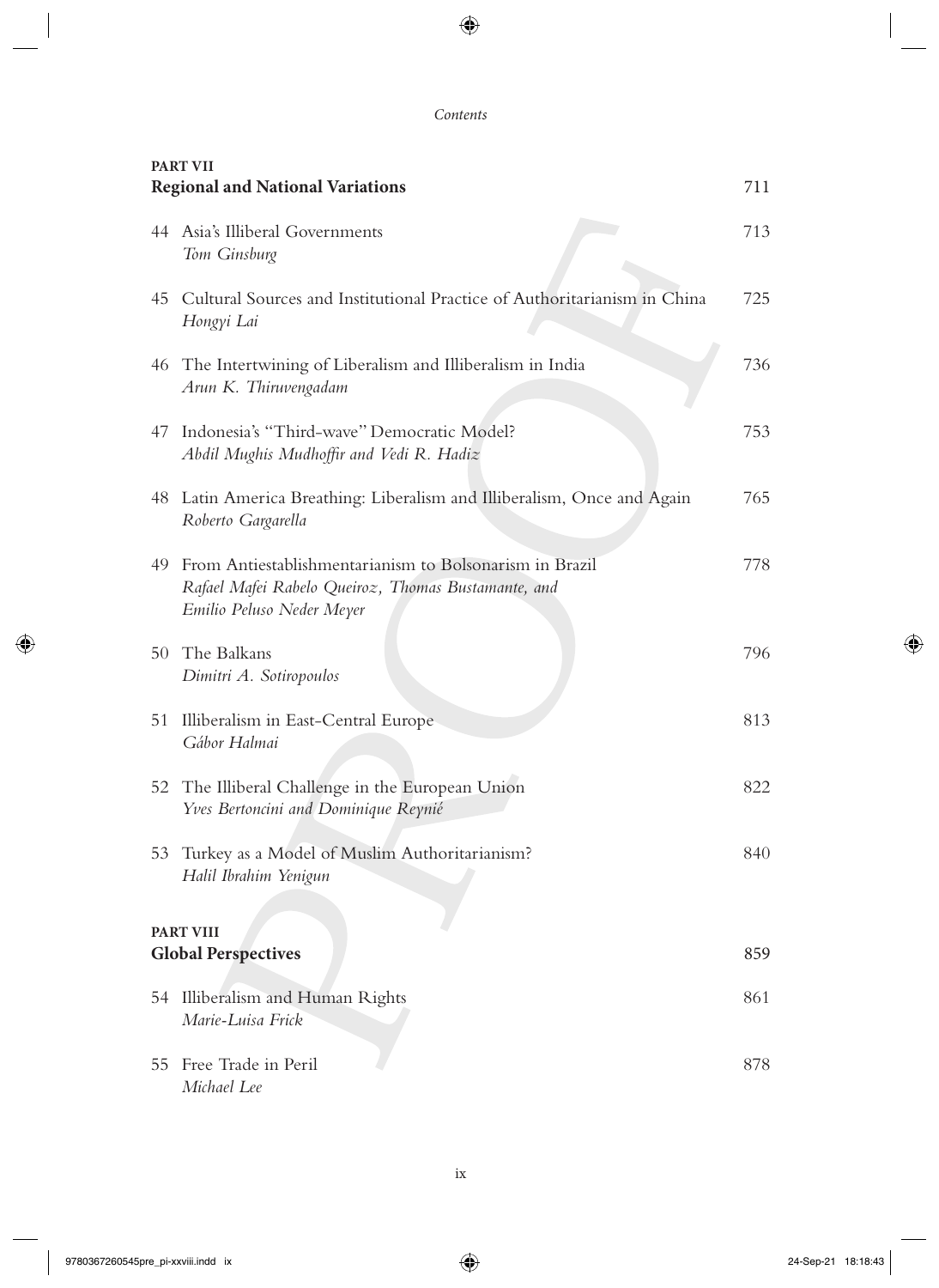**PART VII**
## Regional and National Variations 711

44 Asia's Illiberal Governments 713
*Tom Ginsburg*

45 Cultural Sources and Institutional Practice of Authoritarianism in China 725
*Hongyi Lai*

46 The Intertwining of Liberalism and Illiberalism in India 736
*Arun K. Thiruvengadam*

47 Indonesia's "Third-wave" Democratic Model? 753
*Abdil Mughis Mudhoffir and Vedi R. Hadiz*

48 Latin America Breathing: Liberalism and Illiberalism, Once and Again 765
*Roberto Gargarella*

49 From Antiestablishmentarianism to Bolsonarism in Brazil 778
*Rafael Mafei Rabelo Queiroz, Thomas Bustamante, and Emilio Peluso Neder Meyer*

50 The Balkans 796
*Dimitri A. Sotiropoulos*

51 Illiberalism in East-Central Europe 813
*Gábor Halmai*

52 The Illiberal Challenge in the European Union 822
*Yves Bertoncini and Dominique Reynié*

53 Turkey as a Model of Muslim Authoritarianism? 840
*Halil Ibrahim Yenigun*

**PART VIII**
## Global Perspectives 859

54 Illiberalism and Human Rights 861
*Marie-Luisa Frick*

55 Free Trade in Peril 878
*Michael Lee*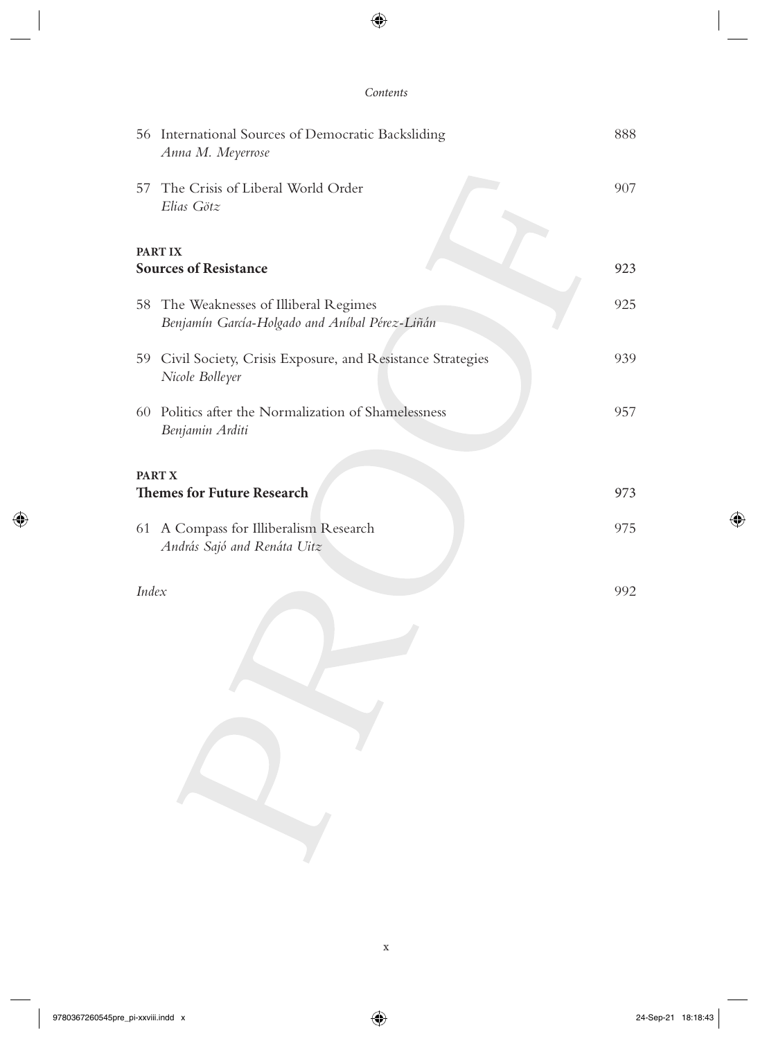56 International Sources of Democratic Backsliding — 888
*Anna M. Meyerrose*

57 The Crisis of Liberal World Order — 907
*Elias Götz*

## PART IX
## Sources of Resistance — 923

58 The Weaknesses of Illiberal Regimes — 925
*Benjamín García-Holgado and Aníbal Pérez-Liñán*

59 Civil Society, Crisis Exposure, and Resistance Strategies — 939
*Nicole Bolleyer*

60 Politics after the Normalization of Shamelessness — 957
*Benjamin Arditi*

## PART X
## Themes for Future Research — 973

61 A Compass for Illiberalism Research — 975
*András Sajó and Renáta Uitz*

*Index* — 992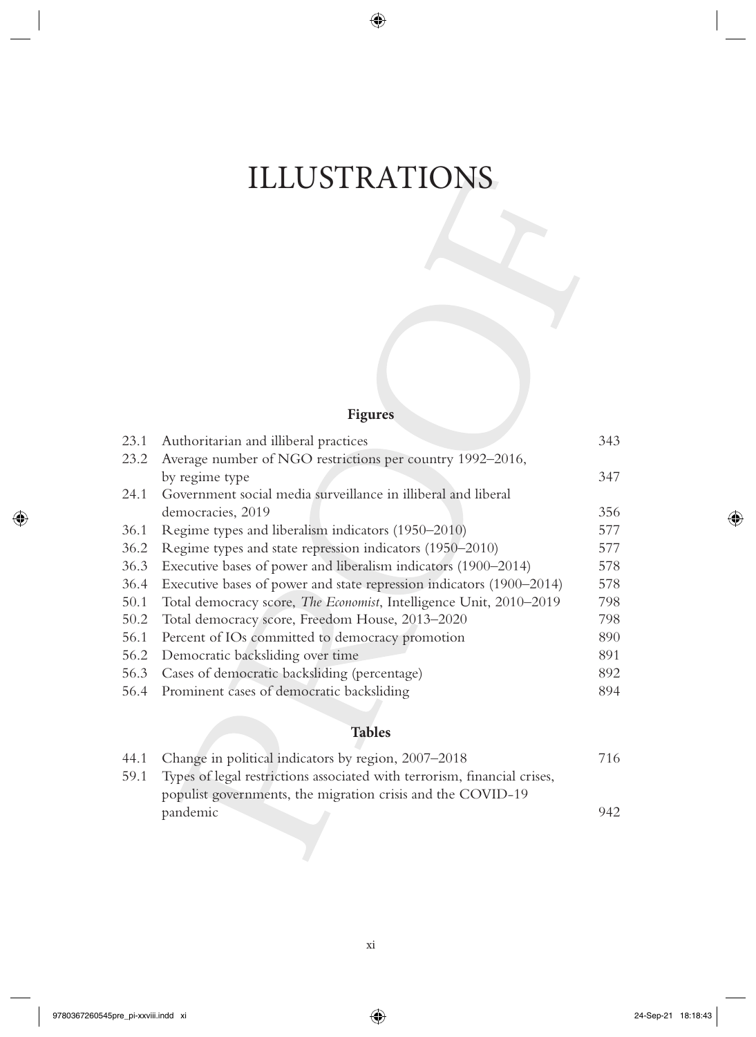# ILLUSTRATIONS

## Figures

| | | |
|---|---|---|
| 23.1 | Authoritarian and illiberal practices | 343 |
| 23.2 | Average number of NGO restrictions per country 1992–2016, by regime type | 347 |
| 24.1 | Government social media surveillance in illiberal and liberal democracies, 2019 | 356 |
| 36.1 | Regime types and liberalism indicators (1950–2010) | 577 |
| 36.2 | Regime types and state repression indicators (1950–2010) | 577 |
| 36.3 | Executive bases of power and liberalism indicators (1900–2014) | 578 |
| 36.4 | Executive bases of power and state repression indicators (1900–2014) | 578 |
| 50.1 | Total democracy score, *The Economist*, Intelligence Unit, 2010–2019 | 798 |
| 50.2 | Total democracy score, Freedom House, 2013–2020 | 798 |
| 56.1 | Percent of IOs committed to democracy promotion | 890 |
| 56.2 | Democratic backsliding over time | 891 |
| 56.3 | Cases of democratic backsliding (percentage) | 892 |
| 56.4 | Prominent cases of democratic backsliding | 894 |

## Tables

| | | |
|---|---|---|
| 44.1 | Change in political indicators by region, 2007–2018 | 716 |
| 59.1 | Types of legal restrictions associated with terrorism, financial crises, populist governments, the migration crisis and the COVID-19 pandemic | 942 |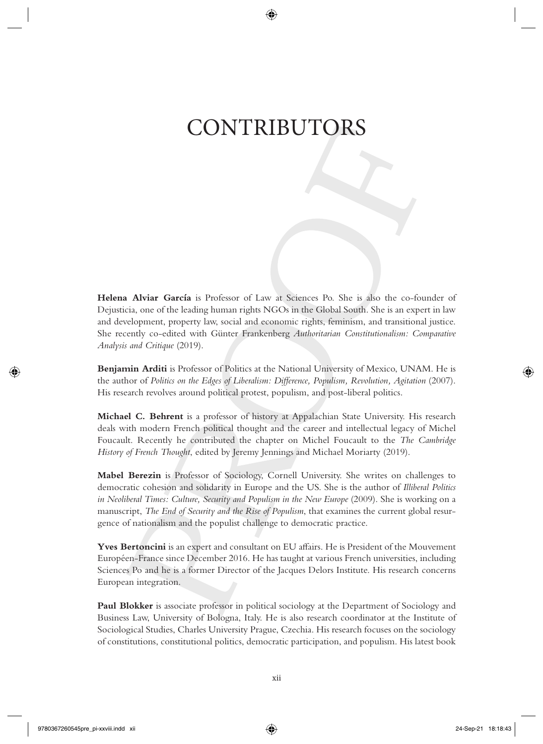# CONTRIBUTORS

**Helena Alviar García** is Professor of Law at Sciences Po. She is also the co-founder of Dejusticia, one of the leading human rights NGOs in the Global South. She is an expert in law and development, property law, social and economic rights, feminism, and transitional justice. She recently co-edited with Günter Frankenberg *Authoritarian Constitutionalism: Comparative Analysis and Critique* (2019).

**Benjamin Arditi** is Professor of Politics at the National University of Mexico, UNAM. He is the author of *Politics on the Edges of Liberalism: Difference, Populism, Revolution, Agitation* (2007). His research revolves around political protest, populism, and post-liberal politics.

**Michael C. Behrent** is a professor of history at Appalachian State University. His research deals with modern French political thought and the career and intellectual legacy of Michel Foucault. Recently he contributed the chapter on Michel Foucault to the *The Cambridge History of French Thought*, edited by Jeremy Jennings and Michael Moriarty (2019).

**Mabel Berezin** is Professor of Sociology, Cornell University. She writes on challenges to democratic cohesion and solidarity in Europe and the US. She is the author of *Illiberal Politics in Neoliberal Times: Culture, Security and Populism in the New Europe* (2009). She is working on a manuscript, *The End of Security and the Rise of Populism*, that examines the current global resurgence of nationalism and the populist challenge to democratic practice.

**Yves Bertoncini** is an expert and consultant on EU affairs. He is President of the Mouvement Européen-France since December 2016. He has taught at various French universities, including Sciences Po and he is a former Director of the Jacques Delors Institute. His research concerns European integration.

**Paul Blokker** is associate professor in political sociology at the Department of Sociology and Business Law, University of Bologna, Italy. He is also research coordinator at the Institute of Sociological Studies, Charles University Prague, Czechia. His research focuses on the sociology of constitutions, constitutional politics, democratic participation, and populism. His latest book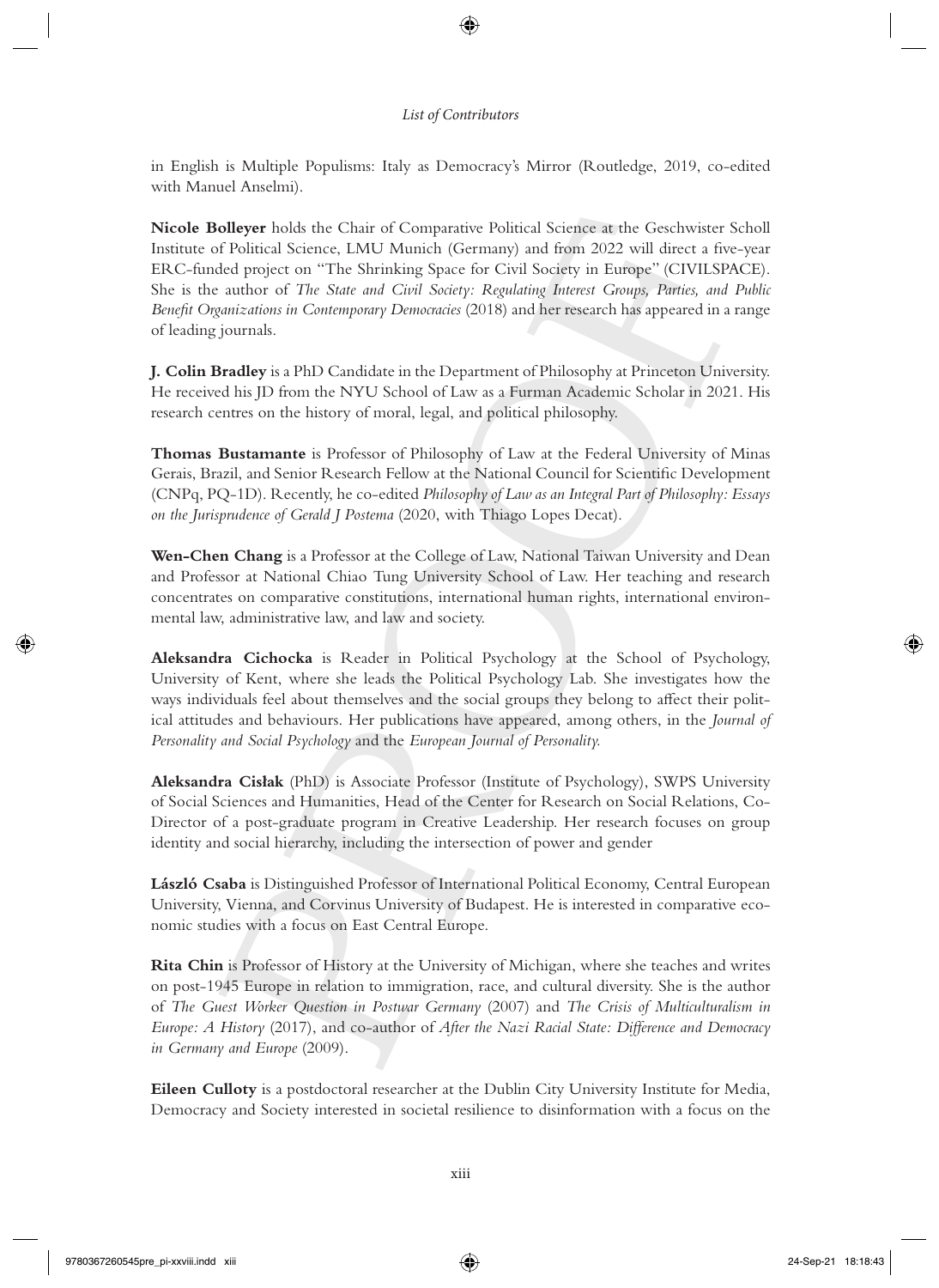in English is Multiple Populisms: Italy as Democracy's Mirror (Routledge, 2019, co-edited with Manuel Anselmi).

**Nicole Bolleyer** holds the Chair of Comparative Political Science at the Geschwister Scholl Institute of Political Science, LMU Munich (Germany) and from 2022 will direct a five-year ERC-funded project on "The Shrinking Space for Civil Society in Europe" (CIVILSPACE). She is the author of *The State and Civil Society: Regulating Interest Groups, Parties, and Public Benefit Organizations in Contemporary Democracies* (2018) and her research has appeared in a range of leading journals.

**J. Colin Bradley** is a PhD Candidate in the Department of Philosophy at Princeton University. He received his JD from the NYU School of Law as a Furman Academic Scholar in 2021. His research centres on the history of moral, legal, and political philosophy.

**Thomas Bustamante** is Professor of Philosophy of Law at the Federal University of Minas Gerais, Brazil, and Senior Research Fellow at the National Council for Scientific Development (CNPq, PQ-1D). Recently, he co-edited *Philosophy of Law as an Integral Part of Philosophy: Essays on the Jurisprudence of Gerald J Postema* (2020, with Thiago Lopes Decat).

**Wen-Chen Chang** is a Professor at the College of Law, National Taiwan University and Dean and Professor at National Chiao Tung University School of Law. Her teaching and research concentrates on comparative constitutions, international human rights, international environmental law, administrative law, and law and society.

**Aleksandra Cichocka** is Reader in Political Psychology at the School of Psychology, University of Kent, where she leads the Political Psychology Lab. She investigates how the ways individuals feel about themselves and the social groups they belong to affect their political attitudes and behaviours. Her publications have appeared, among others, in the *Journal of Personality and Social Psychology* and the *European Journal of Personality.*

**Aleksandra Cisłak** (PhD) is Associate Professor (Institute of Psychology), SWPS University of Social Sciences and Humanities, Head of the Center for Research on Social Relations, Co-Director of a post-graduate program in Creative Leadership. Her research focuses on group identity and social hierarchy, including the intersection of power and gender

**László Csaba** is Distinguished Professor of International Political Economy, Central European University, Vienna, and Corvinus University of Budapest. He is interested in comparative economic studies with a focus on East Central Europe.

**Rita Chin** is Professor of History at the University of Michigan, where she teaches and writes on post-1945 Europe in relation to immigration, race, and cultural diversity. She is the author of *The Guest Worker Question in Postwar Germany* (2007) and *The Crisis of Multiculturalism in Europe: A History* (2017), and co-author of *After the Nazi Racial State: Difference and Democracy in Germany and Europe* (2009).

**Eileen Culloty** is a postdoctoral researcher at the Dublin City University Institute for Media, Democracy and Society interested in societal resilience to disinformation with a focus on the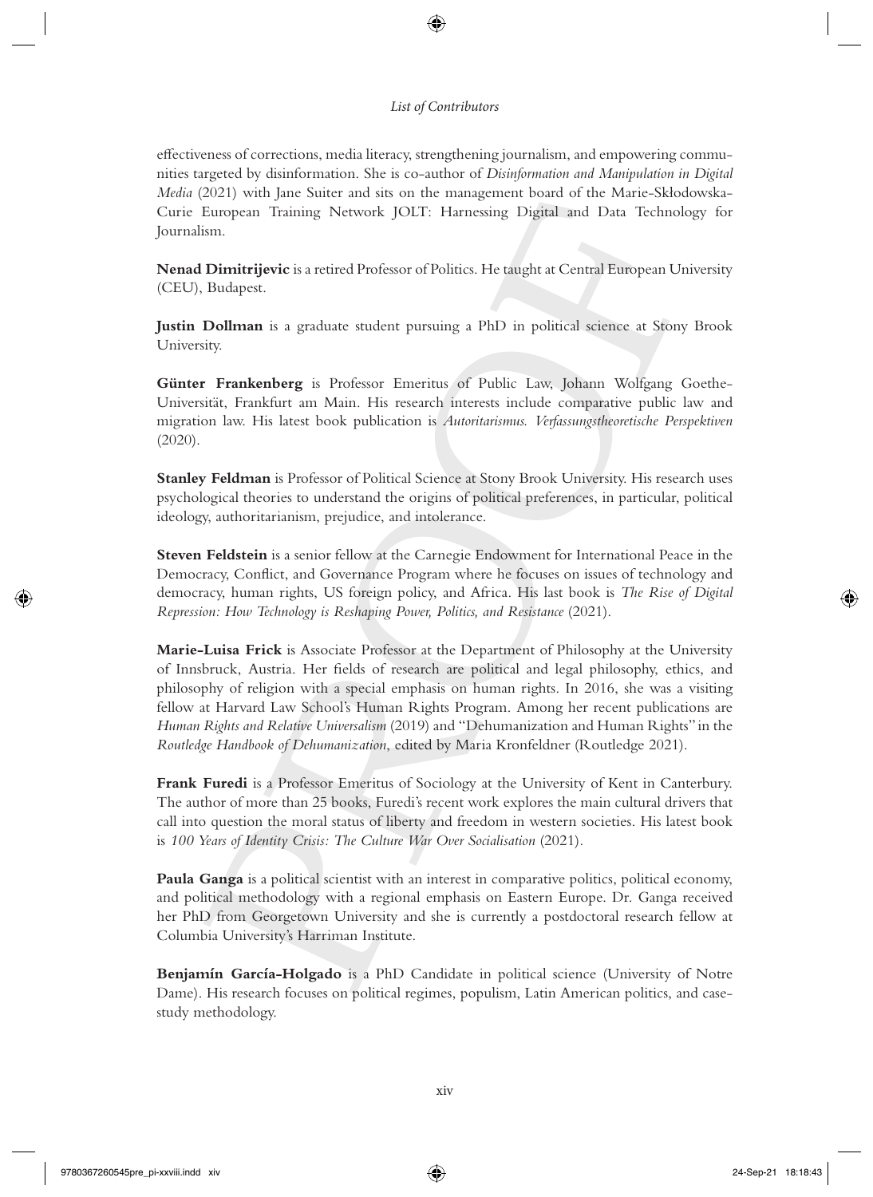effectiveness of corrections, media literacy, strengthening journalism, and empowering communities targeted by disinformation. She is co-author of *Disinformation and Manipulation in Digital Media* (2021) with Jane Suiter and sits on the management board of the Marie-Skłodowska-Curie European Training Network JOLT: Harnessing Digital and Data Technology for Journalism.

**Nenad Dimitrijevic** is a retired Professor of Politics. He taught at Central European University (CEU), Budapest.

**Justin Dollman** is a graduate student pursuing a PhD in political science at Stony Brook University.

**Günter Frankenberg** is Professor Emeritus of Public Law, Johann Wolfgang Goethe-Universität, Frankfurt am Main. His research interests include comparative public law and migration law. His latest book publication is *Autoritarismus. Verfassungstheoretische Perspektiven* (2020).

**Stanley Feldman** is Professor of Political Science at Stony Brook University. His research uses psychological theories to understand the origins of political preferences, in particular, political ideology, authoritarianism, prejudice, and intolerance.

**Steven Feldstein** is a senior fellow at the Carnegie Endowment for International Peace in the Democracy, Conflict, and Governance Program where he focuses on issues of technology and democracy, human rights, US foreign policy, and Africa. His last book is *The Rise of Digital Repression: How Technology is Reshaping Power, Politics, and Resistance* (2021).

**Marie-Luisa Frick** is Associate Professor at the Department of Philosophy at the University of Innsbruck, Austria. Her fields of research are political and legal philosophy, ethics, and philosophy of religion with a special emphasis on human rights. In 2016, she was a visiting fellow at Harvard Law School's Human Rights Program. Among her recent publications are *Human Rights and Relative Universalism* (2019) and "Dehumanization and Human Rights" in the *Routledge Handbook of Dehumanization*, edited by Maria Kronfeldner (Routledge 2021).

**Frank Furedi** is a Professor Emeritus of Sociology at the University of Kent in Canterbury. The author of more than 25 books, Furedi's recent work explores the main cultural drivers that call into question the moral status of liberty and freedom in western societies. His latest book is *100 Years of Identity Crisis: The Culture War Over Socialisation* (2021).

**Paula Ganga** is a political scientist with an interest in comparative politics, political economy, and political methodology with a regional emphasis on Eastern Europe. Dr. Ganga received her PhD from Georgetown University and she is currently a postdoctoral research fellow at Columbia University's Harriman Institute.

**Benjamín García-Holgado** is a PhD Candidate in political science (University of Notre Dame). His research focuses on political regimes, populism, Latin American politics, and case-study methodology.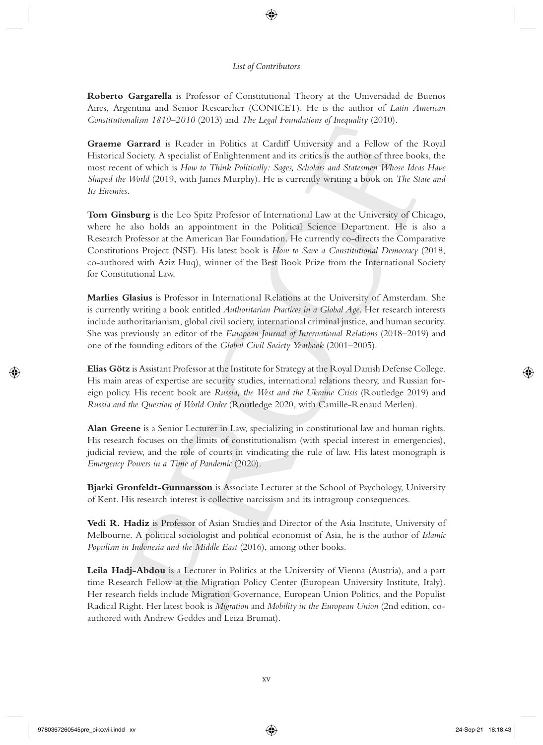**Roberto Gargarella** is Professor of Constitutional Theory at the Universidad de Buenos Aires, Argentina and Senior Researcher (CONICET). He is the author of *Latin American Constitutionalism 1810–2010* (2013) and *The Legal Foundations of Inequality* (2010).

**Graeme Garrard** is Reader in Politics at Cardiff University and a Fellow of the Royal Historical Society. A specialist of Enlightenment and its critics is the author of three books, the most recent of which is *How to Think Politically: Sages, Scholars and Statesmen Whose Ideas Have Shaped the World* (2019, with James Murphy). He is currently writing a book on *The State and Its Enemies*.

**Tom Ginsburg** is the Leo Spitz Professor of International Law at the University of Chicago, where he also holds an appointment in the Political Science Department. He is also a Research Professor at the American Bar Foundation. He currently co-directs the Comparative Constitutions Project (NSF). His latest book is *How to Save a Constitutional Democracy* (2018, co-authored with Aziz Huq), winner of the Best Book Prize from the International Society for Constitutional Law.

**Marlies Glasius** is Professor in International Relations at the University of Amsterdam. She is currently writing a book entitled *Authoritarian Practices in a Global Age*. Her research interests include authoritarianism, global civil society, international criminal justice, and human security. She was previously an editor of the *European Journal of International Relations* (2018–2019) and one of the founding editors of the *Global Civil Society Yearbook* (2001–2005).

**Elias Götz** is Assistant Professor at the Institute for Strategy at the Royal Danish Defense College. His main areas of expertise are security studies, international relations theory, and Russian foreign policy. His recent book are *Russia, the West and the Ukraine Crisis* (Routledge 2019) and *Russia and the Question of World Order* (Routledge 2020, with Camille-Renaud Merlen).

**Alan Greene** is a Senior Lecturer in Law, specializing in constitutional law and human rights. His research focuses on the limits of constitutionalism (with special interest in emergencies), judicial review, and the role of courts in vindicating the rule of law. His latest monograph is *Emergency Powers in a Time of Pandemic* (2020).

**Bjarki Gronfeldt-Gunnarsson** is Associate Lecturer at the School of Psychology, University of Kent. His research interest is collective narcissism and its intragroup consequences.

**Vedi R. Hadiz** is Professor of Asian Studies and Director of the Asia Institute, University of Melbourne. A political sociologist and political economist of Asia, he is the author of *Islamic Populism in Indonesia and the Middle East* (2016), among other books.

**Leila Hadj-Abdou** is a Lecturer in Politics at the University of Vienna (Austria), and a part time Research Fellow at the Migration Policy Center (European University Institute, Italy). Her research fields include Migration Governance, European Union Politics, and the Populist Radical Right. Her latest book is *Migration* and *Mobility in the European Union* (2nd edition, co-authored with Andrew Geddes and Leiza Brumat).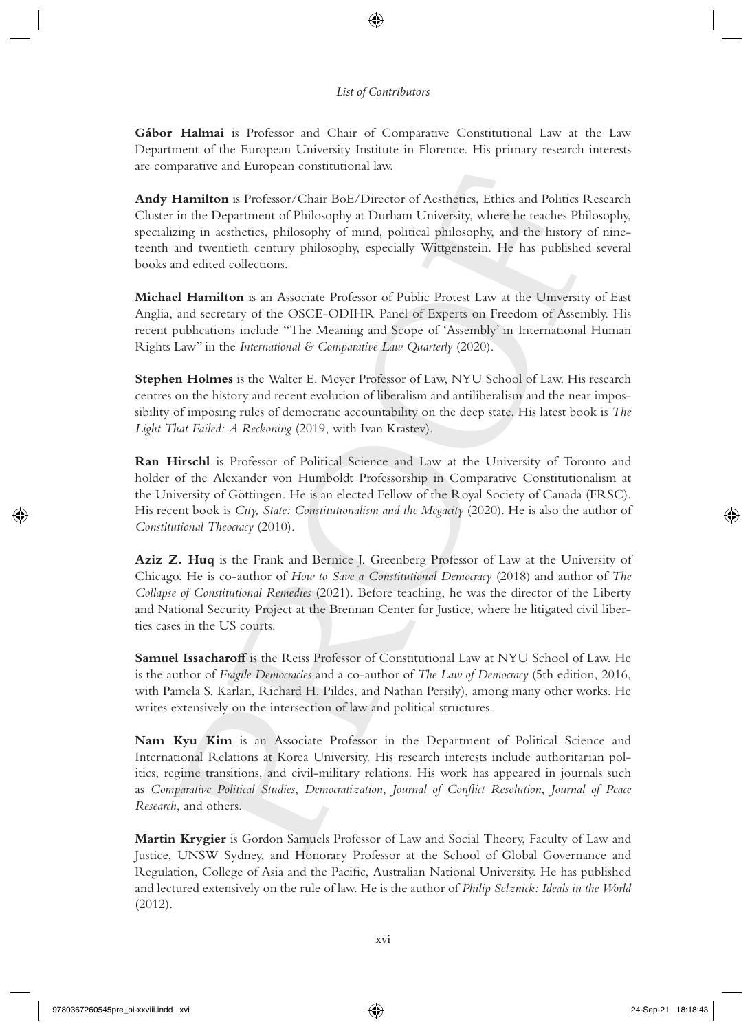**Gábor Halmai** is Professor and Chair of Comparative Constitutional Law at the Law Department of the European University Institute in Florence. His primary research interests are comparative and European constitutional law.

**Andy Hamilton** is Professor/Chair BoE/Director of Aesthetics, Ethics and Politics Research Cluster in the Department of Philosophy at Durham University, where he teaches Philosophy, specializing in aesthetics, philosophy of mind, political philosophy, and the history of nineteenth and twentieth century philosophy, especially Wittgenstein. He has published several books and edited collections.

**Michael Hamilton** is an Associate Professor of Public Protest Law at the University of East Anglia, and secretary of the OSCE-ODIHR Panel of Experts on Freedom of Assembly. His recent publications include "The Meaning and Scope of 'Assembly' in International Human Rights Law" in the *International & Comparative Law Quarterly* (2020).

**Stephen Holmes** is the Walter E. Meyer Professor of Law, NYU School of Law. His research centres on the history and recent evolution of liberalism and antiliberalism and the near impossibility of imposing rules of democratic accountability on the deep state. His latest book is *The Light That Failed: A Reckoning* (2019, with Ivan Krastev).

**Ran Hirschl** is Professor of Political Science and Law at the University of Toronto and holder of the Alexander von Humboldt Professorship in Comparative Constitutionalism at the University of Göttingen. He is an elected Fellow of the Royal Society of Canada (FRSC). His recent book is *City, State: Constitutionalism and the Megacity* (2020). He is also the author of *Constitutional Theocracy* (2010).

**Aziz Z. Huq** is the Frank and Bernice J. Greenberg Professor of Law at the University of Chicago. He is co-author of *How to Save a Constitutional Democracy* (2018) and author of *The Collapse of Constitutional Remedies* (2021). Before teaching, he was the director of the Liberty and National Security Project at the Brennan Center for Justice, where he litigated civil liberties cases in the US courts.

**Samuel Issacharoff** is the Reiss Professor of Constitutional Law at NYU School of Law. He is the author of *Fragile Democracies* and a co-author of *The Law of Democracy* (5th edition, 2016, with Pamela S. Karlan, Richard H. Pildes, and Nathan Persily), among many other works. He writes extensively on the intersection of law and political structures.

**Nam Kyu Kim** is an Associate Professor in the Department of Political Science and International Relations at Korea University. His research interests include authoritarian politics, regime transitions, and civil-military relations. His work has appeared in journals such as *Comparative Political Studies*, *Democratization*, *Journal of Conflict Resolution*, *Journal of Peace Research*, and others.

**Martin Krygier** is Gordon Samuels Professor of Law and Social Theory, Faculty of Law and Justice, UNSW Sydney, and Honorary Professor at the School of Global Governance and Regulation, College of Asia and the Pacific, Australian National University. He has published and lectured extensively on the rule of law. He is the author of *Philip Selznick: Ideals in the World* (2012).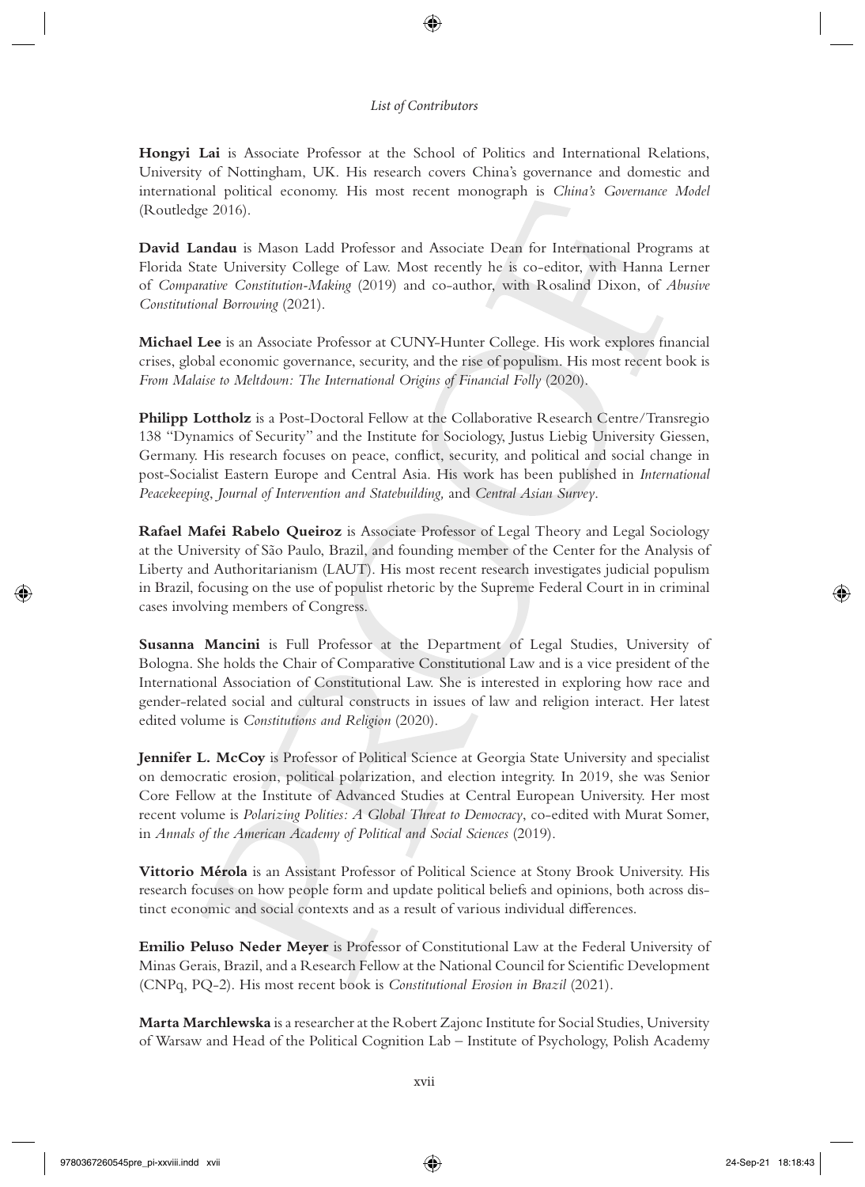**Hongyi Lai** is Associate Professor at the School of Politics and International Relations, University of Nottingham, UK. His research covers China's governance and domestic and international political economy. His most recent monograph is *China's Governance Model* (Routledge 2016).

**David Landau** is Mason Ladd Professor and Associate Dean for International Programs at Florida State University College of Law. Most recently he is co-editor, with Hanna Lerner of *Comparative Constitution-Making* (2019) and co-author, with Rosalind Dixon, of *Abusive Constitutional Borrowing* (2021).

**Michael Lee** is an Associate Professor at CUNY-Hunter College. His work explores financial crises, global economic governance, security, and the rise of populism. His most recent book is *From Malaise to Meltdown: The International Origins of Financial Folly* (2020).

**Philipp Lottholz** is a Post-Doctoral Fellow at the Collaborative Research Centre/Transregio 138 "Dynamics of Security" and the Institute for Sociology, Justus Liebig University Giessen, Germany. His research focuses on peace, conflict, security, and political and social change in post-Socialist Eastern Europe and Central Asia. His work has been published in *International Peacekeeping*, *Journal of Intervention and Statebuilding,* and *Central Asian Survey*.

**Rafael Mafei Rabelo Queiroz** is Associate Professor of Legal Theory and Legal Sociology at the University of São Paulo, Brazil, and founding member of the Center for the Analysis of Liberty and Authoritarianism (LAUT). His most recent research investigates judicial populism in Brazil, focusing on the use of populist rhetoric by the Supreme Federal Court in in criminal cases involving members of Congress.

**Susanna Mancini** is Full Professor at the Department of Legal Studies, University of Bologna. She holds the Chair of Comparative Constitutional Law and is a vice president of the International Association of Constitutional Law. She is interested in exploring how race and gender-related social and cultural constructs in issues of law and religion interact. Her latest edited volume is *Constitutions and Religion* (2020).

**Jennifer L. McCoy** is Professor of Political Science at Georgia State University and specialist on democratic erosion, political polarization, and election integrity. In 2019, she was Senior Core Fellow at the Institute of Advanced Studies at Central European University. Her most recent volume is *Polarizing Polities: A Global Threat to Democracy*, co-edited with Murat Somer, in *Annals of the American Academy of Political and Social Sciences* (2019).

**Vittorio Mérola** is an Assistant Professor of Political Science at Stony Brook University. His research focuses on how people form and update political beliefs and opinions, both across distinct economic and social contexts and as a result of various individual differences.

**Emilio Peluso Neder Meyer** is Professor of Constitutional Law at the Federal University of Minas Gerais, Brazil, and a Research Fellow at the National Council for Scientific Development (CNPq, PQ-2). His most recent book is *Constitutional Erosion in Brazil* (2021).

**Marta Marchlewska** is a researcher at the Robert Zajonc Institute for Social Studies, University of Warsaw and Head of the Political Cognition Lab – Institute of Psychology, Polish Academy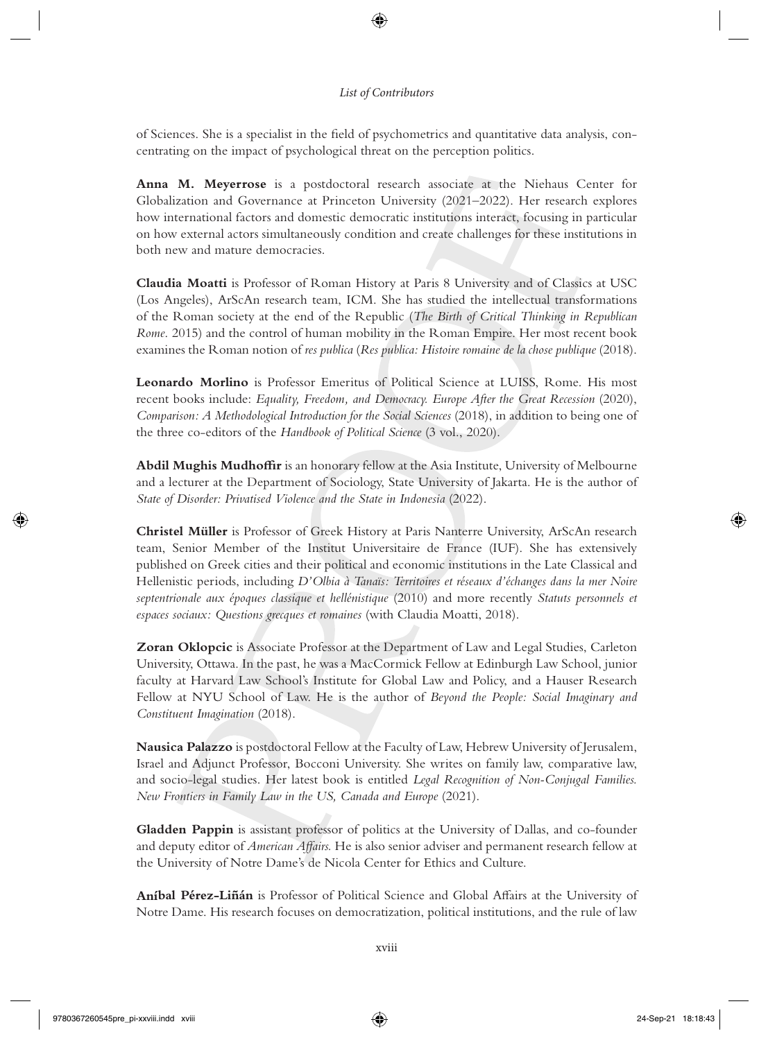of Sciences. She is a specialist in the field of psychometrics and quantitative data analysis, concentrating on the impact of psychological threat on the perception politics.

**Anna M. Meyerrose** is a postdoctoral research associate at the Niehaus Center for Globalization and Governance at Princeton University (2021–2022). Her research explores how international factors and domestic democratic institutions interact, focusing in particular on how external actors simultaneously condition and create challenges for these institutions in both new and mature democracies.

**Claudia Moatti** is Professor of Roman History at Paris 8 University and of Classics at USC (Los Angeles), ArScAn research team, ICM. She has studied the intellectual transformations of the Roman society at the end of the Republic (*The Birth of Critical Thinking in Republican Rome*. 2015) and the control of human mobility in the Roman Empire. Her most recent book examines the Roman notion of *res publica* (*Res publica: Histoire romaine de la chose publique* (2018).

**Leonardo Morlino** is Professor Emeritus of Political Science at LUISS, Rome. His most recent books include: *Equality, Freedom, and Democracy. Europe After the Great Recession* (2020), *Comparison: A Methodological Introduction for the Social Sciences* (2018), in addition to being one of the three co-editors of the *Handbook of Political Science* (3 vol., 2020).

**Abdil Mughis Mudhoffir** is an honorary fellow at the Asia Institute, University of Melbourne and a lecturer at the Department of Sociology, State University of Jakarta. He is the author of *State of Disorder: Privatised Violence and the State in Indonesia* (2022).

**Christel Müller** is Professor of Greek History at Paris Nanterre University, ArScAn research team, Senior Member of the Institut Universitaire de France (IUF). She has extensively published on Greek cities and their political and economic institutions in the Late Classical and Hellenistic periods, including *D'Olbia à Tanaïs: Territoires et réseaux d'échanges dans la mer Noire septentrionale aux époques classique et hellénistique* (2010) and more recently *Statuts personnels et espaces sociaux: Questions grecques et romaines* (with Claudia Moatti, 2018).

**Zoran Oklopcic** is Associate Professor at the Department of Law and Legal Studies, Carleton University, Ottawa. In the past, he was a MacCormick Fellow at Edinburgh Law School, junior faculty at Harvard Law School's Institute for Global Law and Policy, and a Hauser Research Fellow at NYU School of Law. He is the author of *Beyond the People: Social Imaginary and Constituent Imagination* (2018).

**Nausica Palazzo** is postdoctoral Fellow at the Faculty of Law, Hebrew University of Jerusalem, Israel and Adjunct Professor, Bocconi University. She writes on family law, comparative law, and socio-legal studies. Her latest book is entitled *Legal Recognition of Non-Conjugal Families. New Frontiers in Family Law in the US, Canada and Europe* (2021).

**Gladden Pappin** is assistant professor of politics at the University of Dallas, and co-founder and deputy editor of *American Affairs*. He is also senior adviser and permanent research fellow at the University of Notre Dame's de Nicola Center for Ethics and Culture.

**Aníbal Pérez-Liñán** is Professor of Political Science and Global Affairs at the University of Notre Dame. His research focuses on democratization, political institutions, and the rule of law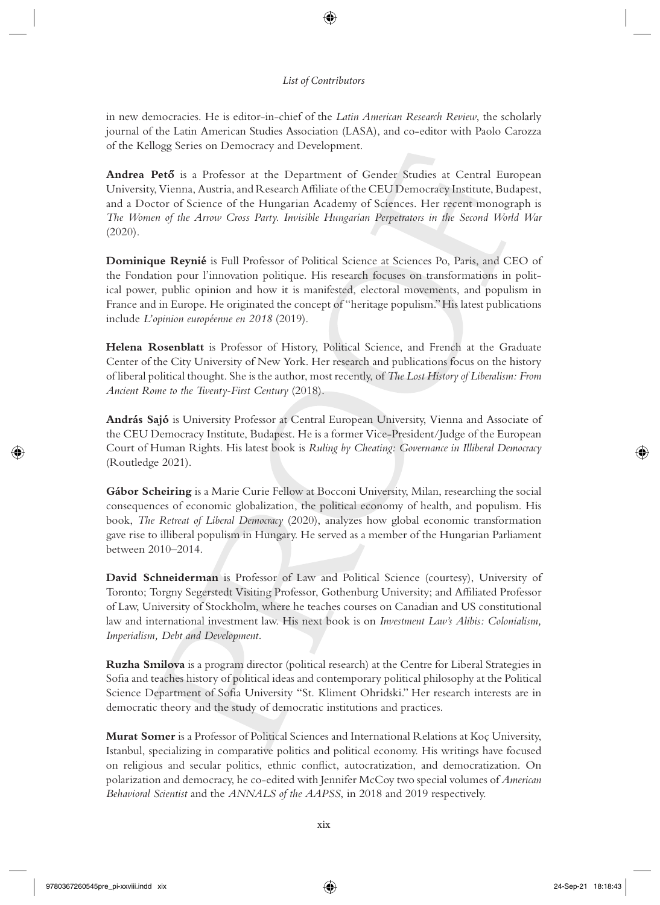in new democracies. He is editor-in-chief of the *Latin American Research Review*, the scholarly journal of the Latin American Studies Association (LASA), and co-editor with Paolo Carozza of the Kellogg Series on Democracy and Development.

**Andrea Pető** is a Professor at the Department of Gender Studies at Central European University, Vienna, Austria, and Research Affiliate of the CEU Democracy Institute, Budapest, and a Doctor of Science of the Hungarian Academy of Sciences. Her recent monograph is *The Women of the Arrow Cross Party. Invisible Hungarian Perpetrators in the Second World War* (2020).

**Dominique Reynié** is Full Professor of Political Science at Sciences Po, Paris, and CEO of the Fondation pour l'innovation politique. His research focuses on transformations in political power, public opinion and how it is manifested, electoral movements, and populism in France and in Europe. He originated the concept of "heritage populism." His latest publications include *L'opinion européenne en 2018* (2019).

**Helena Rosenblatt** is Professor of History, Political Science, and French at the Graduate Center of the City University of New York. Her research and publications focus on the history of liberal political thought. She is the author, most recently, of *The Lost History of Liberalism: From Ancient Rome to the Twenty-First Century* (2018).

**András Sajó** is University Professor at Central European University, Vienna and Associate of the CEU Democracy Institute, Budapest. He is a former Vice-President/Judge of the European Court of Human Rights. His latest book is *Ruling by Cheating: Governance in Illiberal Democracy* (Routledge 2021).

**Gábor Scheiring** is a Marie Curie Fellow at Bocconi University, Milan, researching the social consequences of economic globalization, the political economy of health, and populism. His book, *The Retreat of Liberal Democracy* (2020), analyzes how global economic transformation gave rise to illiberal populism in Hungary. He served as a member of the Hungarian Parliament between 2010–2014.

**David Schneiderman** is Professor of Law and Political Science (courtesy), University of Toronto; Torgny Segerstedt Visiting Professor, Gothenburg University; and Affiliated Professor of Law, University of Stockholm, where he teaches courses on Canadian and US constitutional law and international investment law. His next book is on *Investment Law's Alibis: Colonialism, Imperialism, Debt and Development*.

**Ruzha Smilova** is a program director (political research) at the Centre for Liberal Strategies in Sofia and teaches history of political ideas and contemporary political philosophy at the Political Science Department of Sofia University "St. Kliment Ohridski." Her research interests are in democratic theory and the study of democratic institutions and practices.

**Murat Somer** is a Professor of Political Sciences and International Relations at Koç University, Istanbul, specializing in comparative politics and political economy. His writings have focused on religious and secular politics, ethnic conflict, autocratization, and democratization. On polarization and democracy, he co-edited with Jennifer McCoy two special volumes of *American Behavioral Scientist* and the *ANNALS of the AAPSS*, in 2018 and 2019 respectively.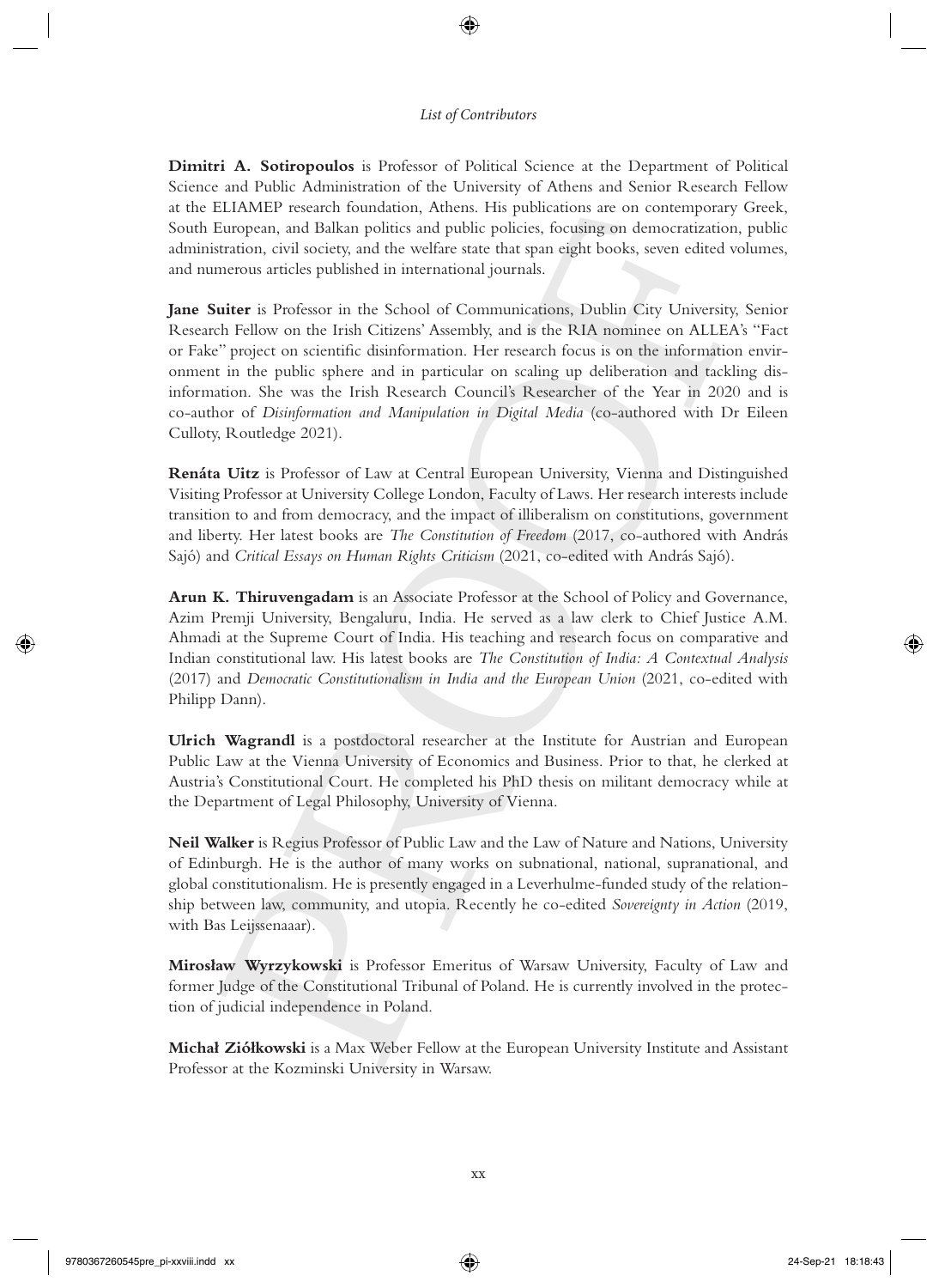**Dimitri A. Sotiropoulos** is Professor of Political Science at the Department of Political Science and Public Administration of the University of Athens and Senior Research Fellow at the ELIAMEP research foundation, Athens. His publications are on contemporary Greek, South European, and Balkan politics and public policies, focusing on democratization, public administration, civil society, and the welfare state that span eight books, seven edited volumes, and numerous articles published in international journals.

**Jane Suiter** is Professor in the School of Communications, Dublin City University, Senior Research Fellow on the Irish Citizens' Assembly, and is the RIA nominee on ALLEA's "Fact or Fake" project on scientific disinformation. Her research focus is on the information environment in the public sphere and in particular on scaling up deliberation and tackling disinformation. She was the Irish Research Council's Researcher of the Year in 2020 and is co-author of *Disinformation and Manipulation in Digital Media* (co-authored with Dr Eileen Culloty, Routledge 2021).

**Renáta Uitz** is Professor of Law at Central European University, Vienna and Distinguished Visiting Professor at University College London, Faculty of Laws. Her research interests include transition to and from democracy, and the impact of illiberalism on constitutions, government and liberty. Her latest books are *The Constitution of Freedom* (2017, co-authored with András Sajó) and *Critical Essays on Human Rights Criticism* (2021, co-edited with András Sajó).

**Arun K. Thiruvengadam** is an Associate Professor at the School of Policy and Governance, Azim Premji University, Bengaluru, India. He served as a law clerk to Chief Justice A.M. Ahmadi at the Supreme Court of India. His teaching and research focus on comparative and Indian constitutional law. His latest books are *The Constitution of India: A Contextual Analysis* (2017) and *Democratic Constitutionalism in India and the European Union* (2021, co-edited with Philipp Dann).

**Ulrich Wagrandl** is a postdoctoral researcher at the Institute for Austrian and European Public Law at the Vienna University of Economics and Business. Prior to that, he clerked at Austria's Constitutional Court. He completed his PhD thesis on militant democracy while at the Department of Legal Philosophy, University of Vienna.

**Neil Walker** is Regius Professor of Public Law and the Law of Nature and Nations, University of Edinburgh. He is the author of many works on subnational, national, supranational, and global constitutionalism. He is presently engaged in a Leverhulme-funded study of the relationship between law, community, and utopia. Recently he co-edited *Sovereignty in Action* (2019, with Bas Leijssenaaar).

**Mirosław Wyrzykowski** is Professor Emeritus of Warsaw University, Faculty of Law and former Judge of the Constitutional Tribunal of Poland. He is currently involved in the protection of judicial independence in Poland.

**Michał Ziółkowski** is a Max Weber Fellow at the European University Institute and Assistant Professor at the Kozminski University in Warsaw.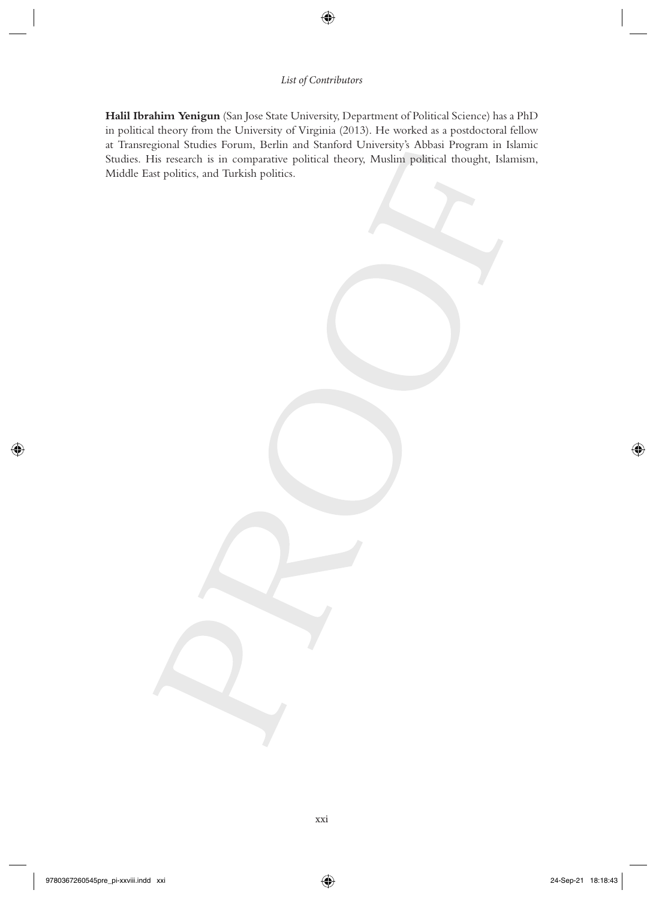**Halil Ibrahim Yenigun** (San Jose State University, Department of Political Science) has a PhD in political theory from the University of Virginia (2013). He worked as a postdoctoral fellow at Transregional Studies Forum, Berlin and Stanford University's Abbasi Program in Islamic Studies. His research is in comparative political theory, Muslim political thought, Islamism, Middle East politics, and Turkish politics.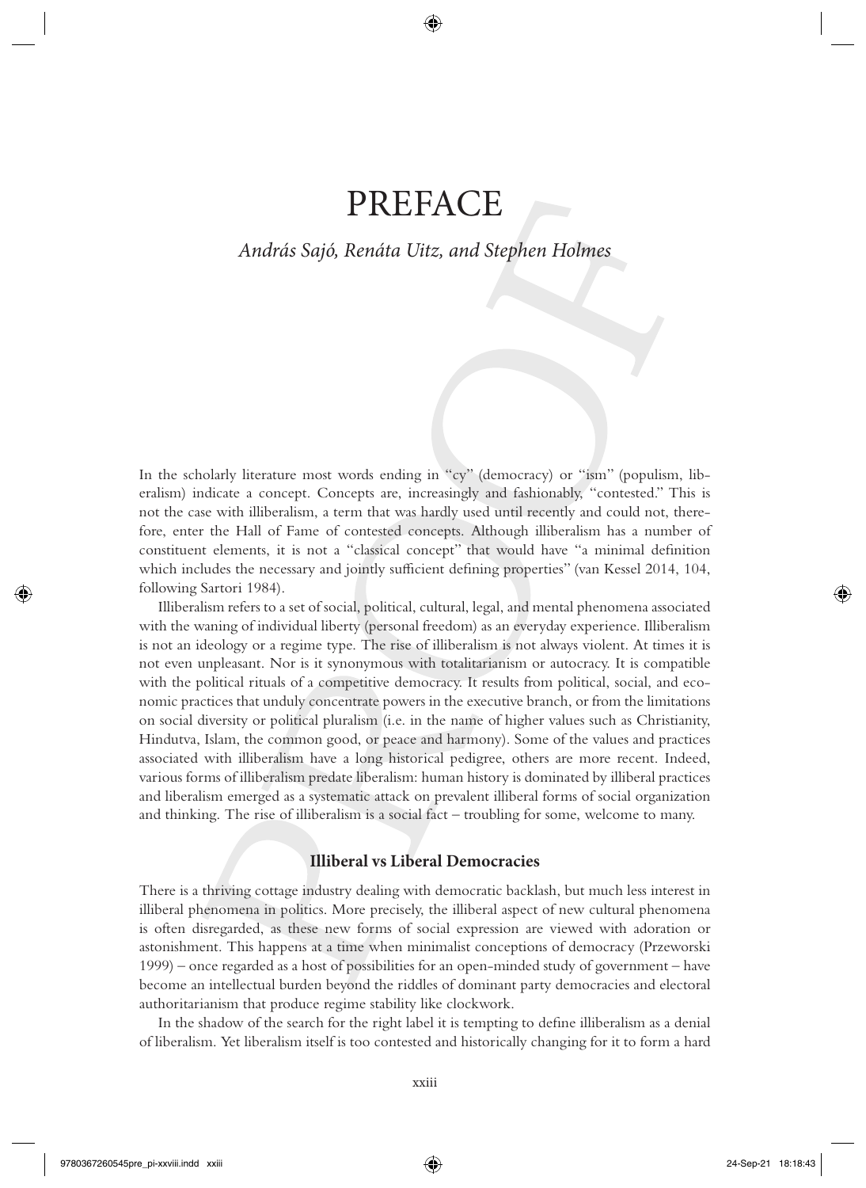# PREFACE

*András Sajó, Renáta Uitz, and Stephen Holmes*

In the scholarly literature most words ending in "cy" (democracy) or "ism" (populism, liberalism) indicate a concept. Concepts are, increasingly and fashionably, "contested." This is not the case with illiberalism, a term that was hardly used until recently and could not, therefore, enter the Hall of Fame of contested concepts. Although illiberalism has a number of constituent elements, it is not a "classical concept" that would have "a minimal definition which includes the necessary and jointly sufficient defining properties" (van Kessel 2014, 104, following Sartori 1984).

Illiberalism refers to a set of social, political, cultural, legal, and mental phenomena associated with the waning of individual liberty (personal freedom) as an everyday experience. Illiberalism is not an ideology or a regime type. The rise of illiberalism is not always violent. At times it is not even unpleasant. Nor is it synonymous with totalitarianism or autocracy. It is compatible with the political rituals of a competitive democracy. It results from political, social, and economic practices that unduly concentrate powers in the executive branch, or from the limitations on social diversity or political pluralism (i.e. in the name of higher values such as Christianity, Hindutva, Islam, the common good, or peace and harmony). Some of the values and practices associated with illiberalism have a long historical pedigree, others are more recent. Indeed, various forms of illiberalism predate liberalism: human history is dominated by illiberal practices and liberalism emerged as a systematic attack on prevalent illiberal forms of social organization and thinking. The rise of illiberalism is a social fact – troubling for some, welcome to many.

## Illiberal vs Liberal Democracies

There is a thriving cottage industry dealing with democratic backlash, but much less interest in illiberal phenomena in politics. More precisely, the illiberal aspect of new cultural phenomena is often disregarded, as these new forms of social expression are viewed with adoration or astonishment. This happens at a time when minimalist conceptions of democracy (Przeworski 1999) – once regarded as a host of possibilities for an open-minded study of government – have become an intellectual burden beyond the riddles of dominant party democracies and electoral authoritarianism that produce regime stability like clockwork.

In the shadow of the search for the right label it is tempting to define illiberalism as a denial of liberalism. Yet liberalism itself is too contested and historically changing for it to form a hard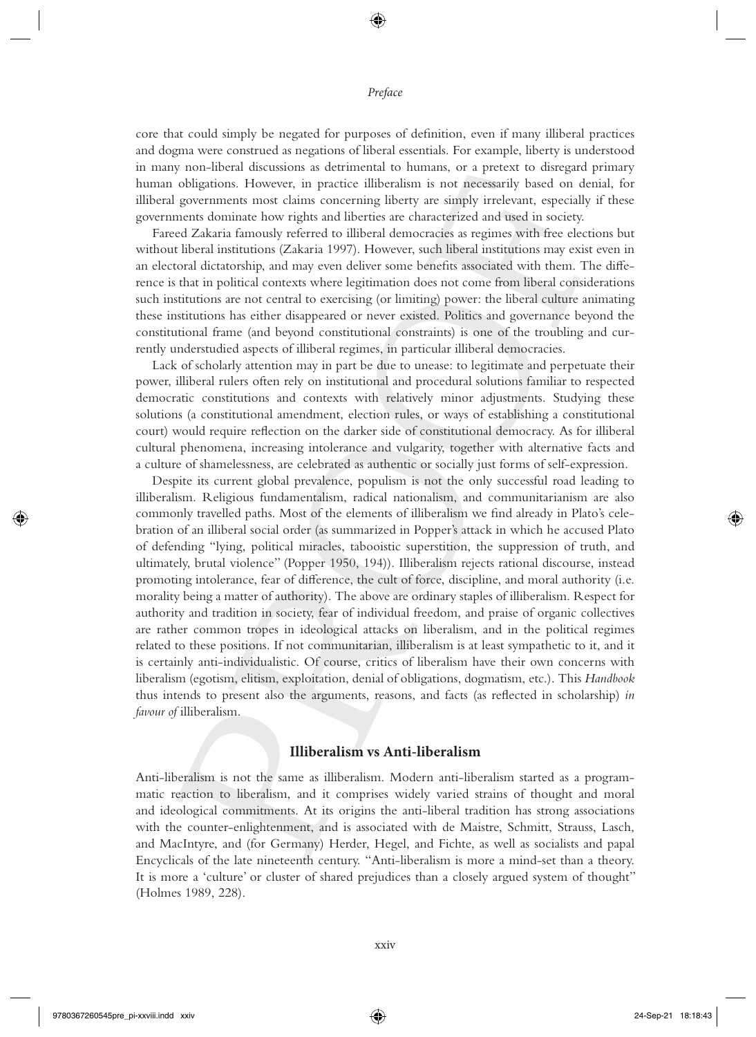core that could simply be negated for purposes of definition, even if many illiberal practices and dogma were construed as negations of liberal essentials. For example, liberty is understood in many non-liberal discussions as detrimental to humans, or a pretext to disregard primary human obligations. However, in practice illiberalism is not necessarily based on denial, for illiberal governments most claims concerning liberty are simply irrelevant, especially if these governments dominate how rights and liberties are characterized and used in society.

Fareed Zakaria famously referred to illiberal democracies as regimes with free elections but without liberal institutions (Zakaria 1997). However, such liberal institutions may exist even in an electoral dictatorship, and may even deliver some benefits associated with them. The difference is that in political contexts where legitimation does not come from liberal considerations such institutions are not central to exercising (or limiting) power: the liberal culture animating these institutions has either disappeared or never existed. Politics and governance beyond the constitutional frame (and beyond constitutional constraints) is one of the troubling and currently understudied aspects of illiberal regimes, in particular illiberal democracies.

Lack of scholarly attention may in part be due to unease: to legitimate and perpetuate their power, illiberal rulers often rely on institutional and procedural solutions familiar to respected democratic constitutions and contexts with relatively minor adjustments. Studying these solutions (a constitutional amendment, election rules, or ways of establishing a constitutional court) would require reflection on the darker side of constitutional democracy. As for illiberal cultural phenomena, increasing intolerance and vulgarity, together with alternative facts and a culture of shamelessness, are celebrated as authentic or socially just forms of self-expression.

Despite its current global prevalence, populism is not the only successful road leading to illiberalism. Religious fundamentalism, radical nationalism, and communitarianism are also commonly travelled paths. Most of the elements of illiberalism we find already in Plato's celebration of an illiberal social order (as summarized in Popper's attack in which he accused Plato of defending "lying, political miracles, tabooistic superstition, the suppression of truth, and ultimately, brutal violence" (Popper 1950, 194)). Illiberalism rejects rational discourse, instead promoting intolerance, fear of difference, the cult of force, discipline, and moral authority (i.e. morality being a matter of authority). The above are ordinary staples of illiberalism. Respect for authority and tradition in society, fear of individual freedom, and praise of organic collectives are rather common tropes in ideological attacks on liberalism, and in the political regimes related to these positions. If not communitarian, illiberalism is at least sympathetic to it, and it is certainly anti-individualistic. Of course, critics of liberalism have their own concerns with liberalism (egotism, elitism, exploitation, denial of obligations, dogmatism, etc.). This *Handbook* thus intends to present also the arguments, reasons, and facts (as reflected in scholarship) *in favour of* illiberalism.

## Illiberalism vs Anti-liberalism

Anti-liberalism is not the same as illiberalism. Modern anti-liberalism started as a programmatic reaction to liberalism, and it comprises widely varied strains of thought and moral and ideological commitments. At its origins the anti-liberal tradition has strong associations with the counter-enlightenment, and is associated with de Maistre, Schmitt, Strauss, Lasch, and MacIntyre, and (for Germany) Herder, Hegel, and Fichte, as well as socialists and papal Encyclicals of the late nineteenth century. "Anti-liberalism is more a mind-set than a theory. It is more a 'culture' or cluster of shared prejudices than a closely argued system of thought" (Holmes 1989, 228).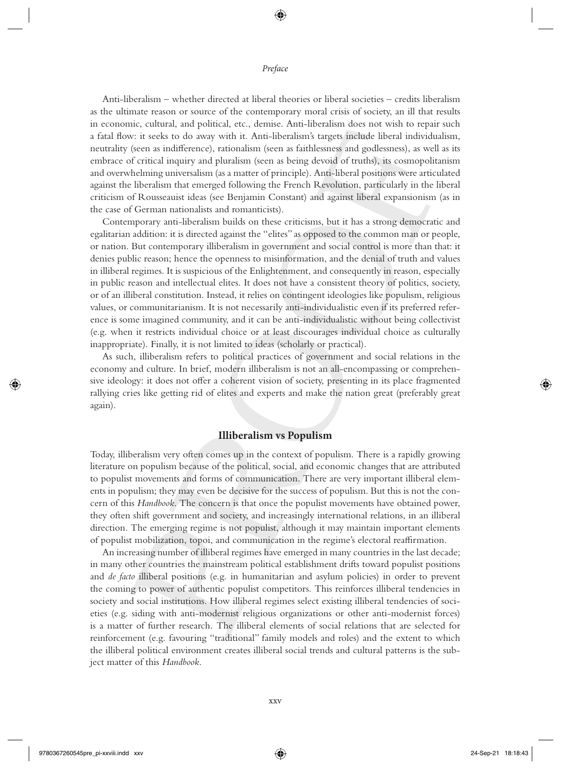Anti-liberalism – whether directed at liberal theories or liberal societies – credits liberalism as the ultimate reason or source of the contemporary moral crisis of society, an ill that results in economic, cultural, and political, etc., demise. Anti-liberalism does not wish to repair such a fatal flow: it seeks to do away with it. Anti-liberalism's targets include liberal individualism, neutrality (seen as indifference), rationalism (seen as faithlessness and godlessness), as well as its embrace of critical inquiry and pluralism (seen as being devoid of truths), its cosmopolitanism and overwhelming universalism (as a matter of principle). Anti-liberal positions were articulated against the liberalism that emerged following the French Revolution, particularly in the liberal criticism of Rousseauist ideas (see Benjamin Constant) and against liberal expansionism (as in the case of German nationalists and romanticists).

Contemporary anti-liberalism builds on these criticisms, but it has a strong democratic and egalitarian addition: it is directed against the "elites" as opposed to the common man or people, or nation. But contemporary illiberalism in government and social control is more than that: it denies public reason; hence the openness to misinformation, and the denial of truth and values in illiberal regimes. It is suspicious of the Enlightenment, and consequently in reason, especially in public reason and intellectual elites. It does not have a consistent theory of politics, society, or of an illiberal constitution. Instead, it relies on contingent ideologies like populism, religious values, or communitarianism. It is not necessarily anti-individualistic even if its preferred reference is some imagined community, and it can be anti-individualistic without being collectivist (e.g. when it restricts individual choice or at least discourages individual choice as culturally inappropriate). Finally, it is not limited to ideas (scholarly or practical).

As such, illiberalism refers to political practices of government and social relations in the economy and culture. In brief, modern illiberalism is not an all-encompassing or comprehensive ideology: it does not offer a coherent vision of society, presenting in its place fragmented rallying cries like getting rid of elites and experts and make the nation great (preferably great again).

## Illiberalism vs Populism

Today, illiberalism very often comes up in the context of populism. There is a rapidly growing literature on populism because of the political, social, and economic changes that are attributed to populist movements and forms of communication. There are very important illiberal elements in populism; they may even be decisive for the success of populism. But this is not the concern of this *Handbook*. The concern is that once the populist movements have obtained power, they often shift government and society, and increasingly international relations, in an illiberal direction. The emerging regime is not populist, although it may maintain important elements of populist mobilization, topoi, and communication in the regime's electoral reaffirmation.

An increasing number of illiberal regimes have emerged in many countries in the last decade; in many other countries the mainstream political establishment drifts toward populist positions and *de facto* illiberal positions (e.g. in humanitarian and asylum policies) in order to prevent the coming to power of authentic populist competitors. This reinforces illiberal tendencies in society and social institutions. How illiberal regimes select existing illiberal tendencies of societies (e.g. siding with anti-modernist religious organizations or other anti-modernist forces) is a matter of further research. The illiberal elements of social relations that are selected for reinforcement (e.g. favouring "traditional" family models and roles) and the extent to which the illiberal political environment creates illiberal social trends and cultural patterns is the subject matter of this *Handbook*.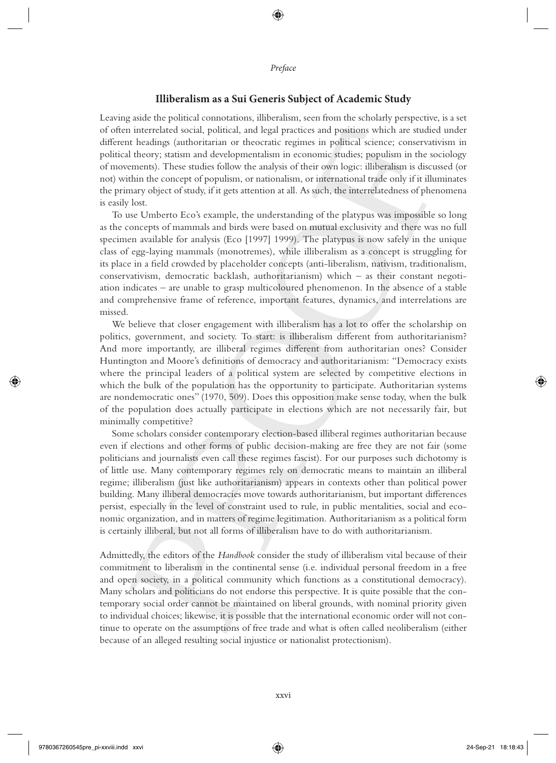## Illiberalism as a Sui Generis Subject of Academic Study

Leaving aside the political connotations, illiberalism, seen from the scholarly perspective, is a set of often interrelated social, political, and legal practices and positions which are studied under different headings (authoritarian or theocratic regimes in political science; conservativism in political theory; statism and developmentalism in economic studies; populism in the sociology of movements). These studies follow the analysis of their own logic: illiberalism is discussed (or not) within the concept of populism, or nationalism, or international trade only if it illuminates the primary object of study, if it gets attention at all. As such, the interrelatedness of phenomena is easily lost.

To use Umberto Eco's example, the understanding of the platypus was impossible so long as the concepts of mammals and birds were based on mutual exclusivity and there was no full specimen available for analysis (Eco [1997] 1999). The platypus is now safely in the unique class of egg-laying mammals (monotremes), while illiberalism as a concept is struggling for its place in a field crowded by placeholder concepts (anti-liberalism, nativism, traditionalism, conservativism, democratic backlash, authoritarianism) which – as their constant negotiation indicates – are unable to grasp multicoloured phenomenon. In the absence of a stable and comprehensive frame of reference, important features, dynamics, and interrelations are missed.

We believe that closer engagement with illiberalism has a lot to offer the scholarship on politics, government, and society. To start: is illiberalism different from authoritarianism? And more importantly, are illiberal regimes different from authoritarian ones? Consider Huntington and Moore's definitions of democracy and authoritarianism: "Democracy exists where the principal leaders of a political system are selected by competitive elections in which the bulk of the population has the opportunity to participate. Authoritarian systems are nondemocratic ones" (1970, 509). Does this opposition make sense today, when the bulk of the population does actually participate in elections which are not necessarily fair, but minimally competitive?

Some scholars consider contemporary election-based illiberal regimes authoritarian because even if elections and other forms of public decision-making are free they are not fair (some politicians and journalists even call these regimes fascist). For our purposes such dichotomy is of little use. Many contemporary regimes rely on democratic means to maintain an illiberal regime; illiberalism (just like authoritarianism) appears in contexts other than political power building. Many illiberal democracies move towards authoritarianism, but important differences persist, especially in the level of constraint used to rule, in public mentalities, social and economic organization, and in matters of regime legitimation. Authoritarianism as a political form is certainly illiberal, but not all forms of illiberalism have to do with authoritarianism.

Admittedly, the editors of the *Handbook* consider the study of illiberalism vital because of their commitment to liberalism in the continental sense (i.e. individual personal freedom in a free and open society, in a political community which functions as a constitutional democracy). Many scholars and politicians do not endorse this perspective. It is quite possible that the contemporary social order cannot be maintained on liberal grounds, with nominal priority given to individual choices; likewise, it is possible that the international economic order will not continue to operate on the assumptions of free trade and what is often called neoliberalism (either because of an alleged resulting social injustice or nationalist protectionism).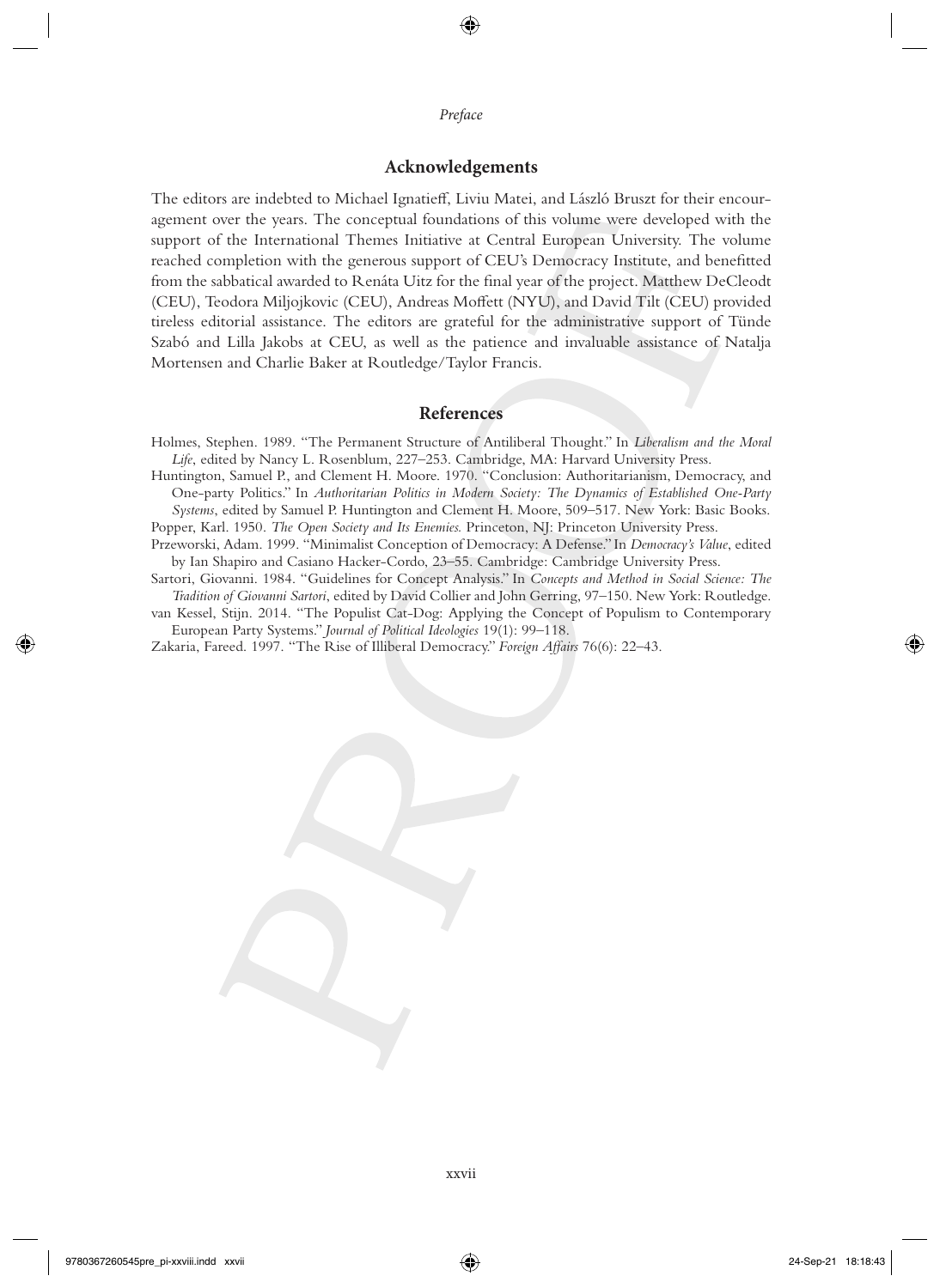## Acknowledgements

The editors are indebted to Michael Ignatieff, Liviu Matei, and László Bruszt for their encouragement over the years. The conceptual foundations of this volume were developed with the support of the International Themes Initiative at Central European University. The volume reached completion with the generous support of CEU's Democracy Institute, and benefitted from the sabbatical awarded to Renáta Uitz for the final year of the project. Matthew DeCleodt (CEU), Teodora Miljojkovic (CEU), Andreas Moffett (NYU), and David Tilt (CEU) provided tireless editorial assistance. The editors are grateful for the administrative support of Tünde Szabó and Lilla Jakobs at CEU, as well as the patience and invaluable assistance of Natalja Mortensen and Charlie Baker at Routledge/Taylor Francis.

## References

Holmes, Stephen. 1989. "The Permanent Structure of Antiliberal Thought." In *Liberalism and the Moral Life*, edited by Nancy L. Rosenblum, 227–253. Cambridge, MA: Harvard University Press.

Huntington, Samuel P., and Clement H. Moore. 1970. "Conclusion: Authoritarianism, Democracy, and One-party Politics." In *Authoritarian Politics in Modern Society: The Dynamics of Established One-Party Systems*, edited by Samuel P. Huntington and Clement H. Moore, 509–517. New York: Basic Books.

Popper, Karl. 1950. *The Open Society and Its Enemies*. Princeton, NJ: Princeton University Press.

Przeworski, Adam. 1999. "Minimalist Conception of Democracy: A Defense." In *Democracy's Value*, edited by Ian Shapiro and Casiano Hacker-Cordo, 23–55. Cambridge: Cambridge University Press.

Sartori, Giovanni. 1984. "Guidelines for Concept Analysis." In *Concepts and Method in Social Science: The Tradition of Giovanni Sartori*, edited by David Collier and John Gerring, 97–150. New York: Routledge.

van Kessel, Stijn. 2014. "The Populist Cat-Dog: Applying the Concept of Populism to Contemporary European Party Systems." *Journal of Political Ideologies* 19(1): 99–118.

Zakaria, Fareed. 1997. "The Rise of Illiberal Democracy." *Foreign Affairs* 76(6): 22–43.